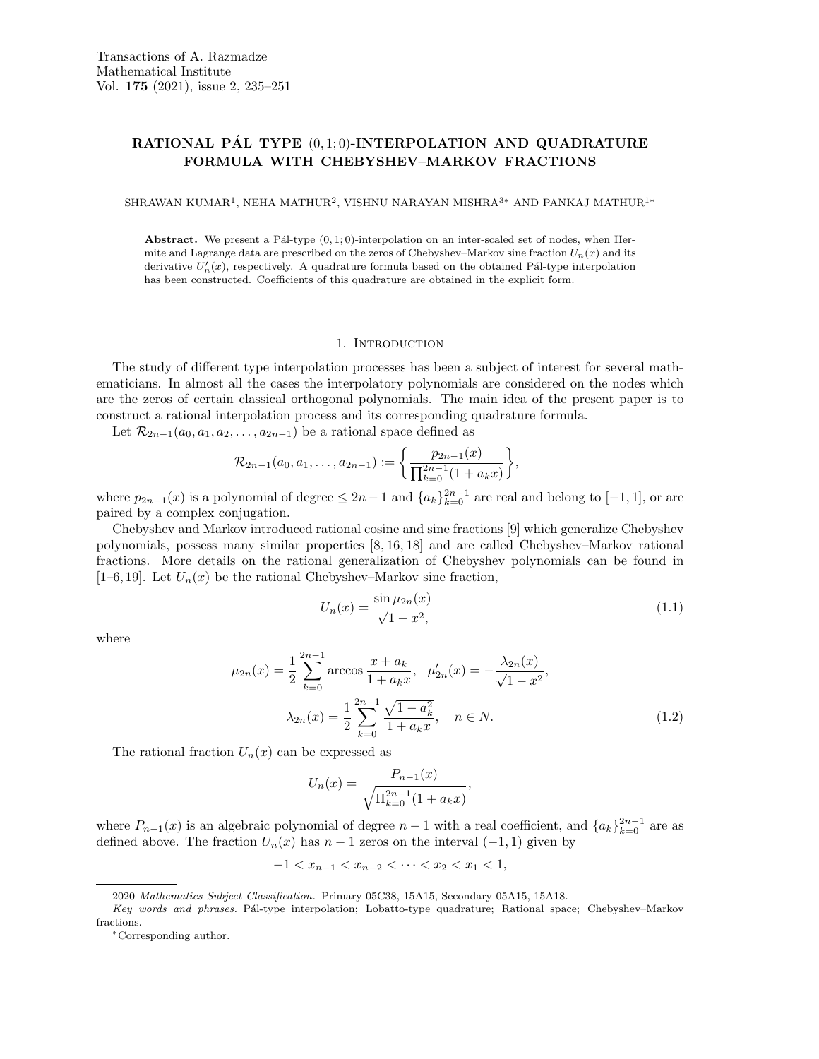# RATIONAL PÁL TYPE $(0, 1; 0)$-INTERPOLATION AND QUADRATURE FORMULA WITH CHEBYSHEV–MARKOV FRACTIONS

SHRAWAN KUMAR[1], NEHA MATHUR[2], VISHNU NARAYAN MISHRA[3*] AND PANKAJ MATHUR[1*]

**Abstract.** We present a Pál-type $(0, 1; 0)$-interpolation on an inter-scaled set of nodes, when Hermite and Lagrange data are prescribed on the zeros of Chebyshev–Markov sine fraction $U_n(x)$ and its derivative $U_n'(x)$, respectively. A quadrature formula based on the obtained Pál-type interpolation has been constructed. Coefficients of this quadrature are obtained in the explicit form.

## 1. Introduction

The study of different type interpolation processes has been a subject of interest for several mathematicians. In almost all the cases the interpolatory polynomials are considered on the nodes which are the zeros of certain classical orthogonal polynomials. The main idea of the present paper is to construct a rational interpolation process and its corresponding quadrature formula.

Let $\mathcal{R}_{2n-1}(a_0, a_1, a_2, \ldots, a_{2n-1})$ be a rational space defined as

$$\mathcal{R}_{2n-1}(a_0, a_1, \ldots, a_{2n-1}) := \left\{ \frac{p_{2n-1}(x)}{\prod_{k=0}^{2n-1}(1 + a_k x)} \right\},$$

where $p_{2n-1}(x)$ is a polynomial of degree $\le 2n - 1$ and $\{a_k\}_{k=0}^{2n-1}$ are real and belong to $[-1, 1]$, or are paired by a complex conjugation.

Chebyshev and Markov introduced rational cosine and sine fractions [9] which generalize Chebyshev polynomials, possess many similar properties [8, 16, 18] and are called Chebyshev–Markov rational fractions. More details on the rational generalization of Chebyshev polynomials can be found in [1–6, 19]. Let $U_n(x)$ be the rational Chebyshev–Markov sine fraction,

$$U_n(x) = \frac{\sin \mu_{2n}(x)}{\sqrt{1 - x^2},} \tag{1.1}$$

where

$$\mu_{2n}(x) = \frac{1}{2} \sum_{k=0}^{2n-1} \arccos \frac{x + a_k}{1 + a_k x}, \quad \mu_{2n}'(x) = -\frac{\lambda_{2n}(x)}{\sqrt{1 - x^2}},$$

$$\lambda_{2n}(x) = \frac{1}{2} \sum_{k=0}^{2n-1} \frac{\sqrt{1 - a_k^2}}{1 + a_k x}, \quad n \in N. \tag{1.2}$$

The rational fraction $U_n(x)$ can be expressed as

$$U_n(x) = \frac{P_{n-1}(x)}{\sqrt{\Pi_{k=0}^{2n-1}(1 + a_k x)}},$$

where $P_{n-1}(x)$ is an algebraic polynomial of degree $n - 1$ with a real coefficient, and $\{a_k\}_{k=0}^{2n-1}$ are as defined above. The fraction $U_n(x)$ has $n - 1$ zeros on the interval $(-1, 1)$ given by

$$-1 < x_{n-1} < x_{n-2} < \cdots < x_2 < x_1 < 1,$$

2020 *Mathematics Subject Classification.* Primary 05C38, 15A15, Secondary 05A15, 15A18.

*Key words and phrases.* Pál-type interpolation; Lobatto-type quadrature; Rational space; Chebyshev–Markov fractions.

*Corresponding author.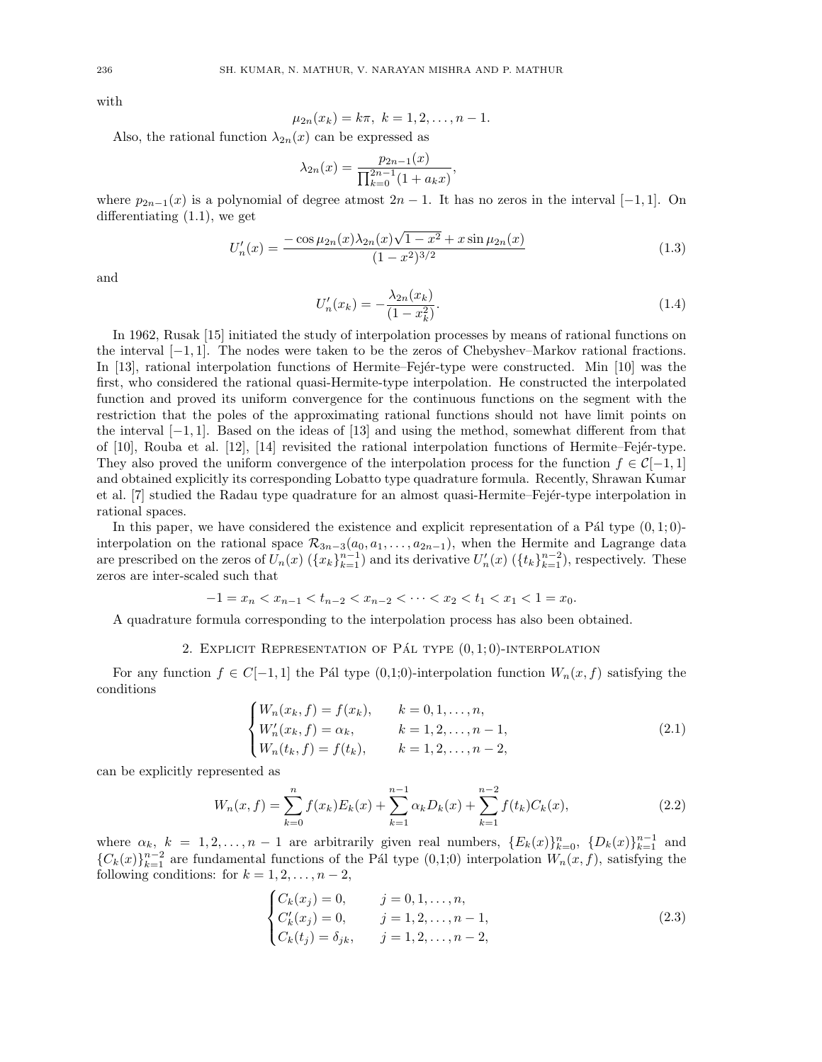with

$$\mu_{2n}(x_k) = k\pi,\ k = 1, 2, \ldots, n-1.$$

Also, the rational function $\lambda_{2n}(x)$ can be expressed as

$$\lambda_{2n}(x) = \frac{p_{2n-1}(x)}{\prod_{k=0}^{2n-1}(1 + a_k x)},$$

where $p_{2n-1}(x)$ is a polynomial of degree atmost $2n-1$. It has no zeros in the interval $[-1, 1]$. On differentiating (1.1), we get

$$U_n'(x) = \frac{-\cos\mu_{2n}(x)\lambda_{2n}(x)\sqrt{1-x^2} + x\sin\mu_{2n}(x)}{(1-x^2)^{3/2}} \tag{1.3}$$

and

$$U_n'(x_k) = -\frac{\lambda_{2n}(x_k)}{(1-x_k^2)}. \tag{1.4}$$

In 1962, Rusak [15] initiated the study of interpolation processes by means of rational functions on the interval $[-1, 1]$. The nodes were taken to be the zeros of Chebyshev–Markov rational fractions. In [13], rational interpolation functions of Hermite–Fejér-type were constructed. Min [10] was the first, who considered the rational quasi-Hermite-type interpolation. He constructed the interpolated function and proved its uniform convergence for the continuous functions on the segment with the restriction that the poles of the approximating rational functions should not have limit points on the interval $[-1, 1]$. Based on the ideas of [13] and using the method, somewhat different from that of [10], Rouba et al. [12], [14] revisited the rational interpolation functions of Hermite–Fejér-type. They also proved the uniform convergence of the interpolation process for the function $f \in \mathcal{C}[-1, 1]$ and obtained explicitly its corresponding Lobatto type quadrature formula. Recently, Shrawan Kumar et al. [7] studied the Radau type quadrature for an almost quasi-Hermite–Fejér-type interpolation in rational spaces.

In this paper, we have considered the existence and explicit representation of a Pál type $(0, 1; 0)$-interpolation on the rational space $\mathcal{R}_{3n-3}(a_0, a_1, \ldots, a_{2n-1})$, when the Hermite and Lagrange data are prescribed on the zeros of $U_n(x)$ ($\{x_k\}_{k=1}^{n-1}$) and its derivative $U_n'(x)$ ($\{t_k\}_{k=1}^{n-2}$), respectively. These zeros are inter-scaled such that

$$-1 = x_n < x_{n-1} < t_{n-2} < x_{n-2} < \cdots < x_2 < t_1 < x_1 < 1 = x_0.$$

A quadrature formula corresponding to the interpolation process has also been obtained.

## 2. Explicit Representation of Pál type $(0, 1; 0)$-interpolation

For any function $f \in C[-1, 1]$ the Pál type (0,1;0)-interpolation function $W_n(x, f)$ satisfying the conditions

$$\begin{cases} W_n(x_k, f) = f(x_k), & k = 0, 1, \ldots, n, \\ W_n'(x_k, f) = \alpha_k, & k = 1, 2, \ldots, n-1, \\ W_n(t_k, f) = f(t_k), & k = 1, 2, \ldots, n-2, \end{cases} \tag{2.1}$$

can be explicitly represented as

$$W_n(x, f) = \sum_{k=0}^{n} f(x_k)E_k(x) + \sum_{k=1}^{n-1} \alpha_k D_k(x) + \sum_{k=1}^{n-2} f(t_k)C_k(x), \tag{2.2}$$

where $\alpha_k$, $k = 1, 2, \ldots, n-1$ are arbitrarily given real numbers, $\{E_k(x)\}_{k=0}^{n}$, $\{D_k(x)\}_{k=1}^{n-1}$ and $\{C_k(x)\}_{k=1}^{n-2}$ are fundamental functions of the Pál type (0,1;0) interpolation $W_n(x, f)$, satisfying the following conditions: for $k = 1, 2, \ldots, n-2$,

$$\begin{cases} C_k(x_j) = 0, & j = 0, 1, \ldots, n, \\ C_k'(x_j) = 0, & j = 1, 2, \ldots, n-1, \\ C_k(t_j) = \delta_{jk}, & j = 1, 2, \ldots, n-2, \end{cases} \tag{2.3}$$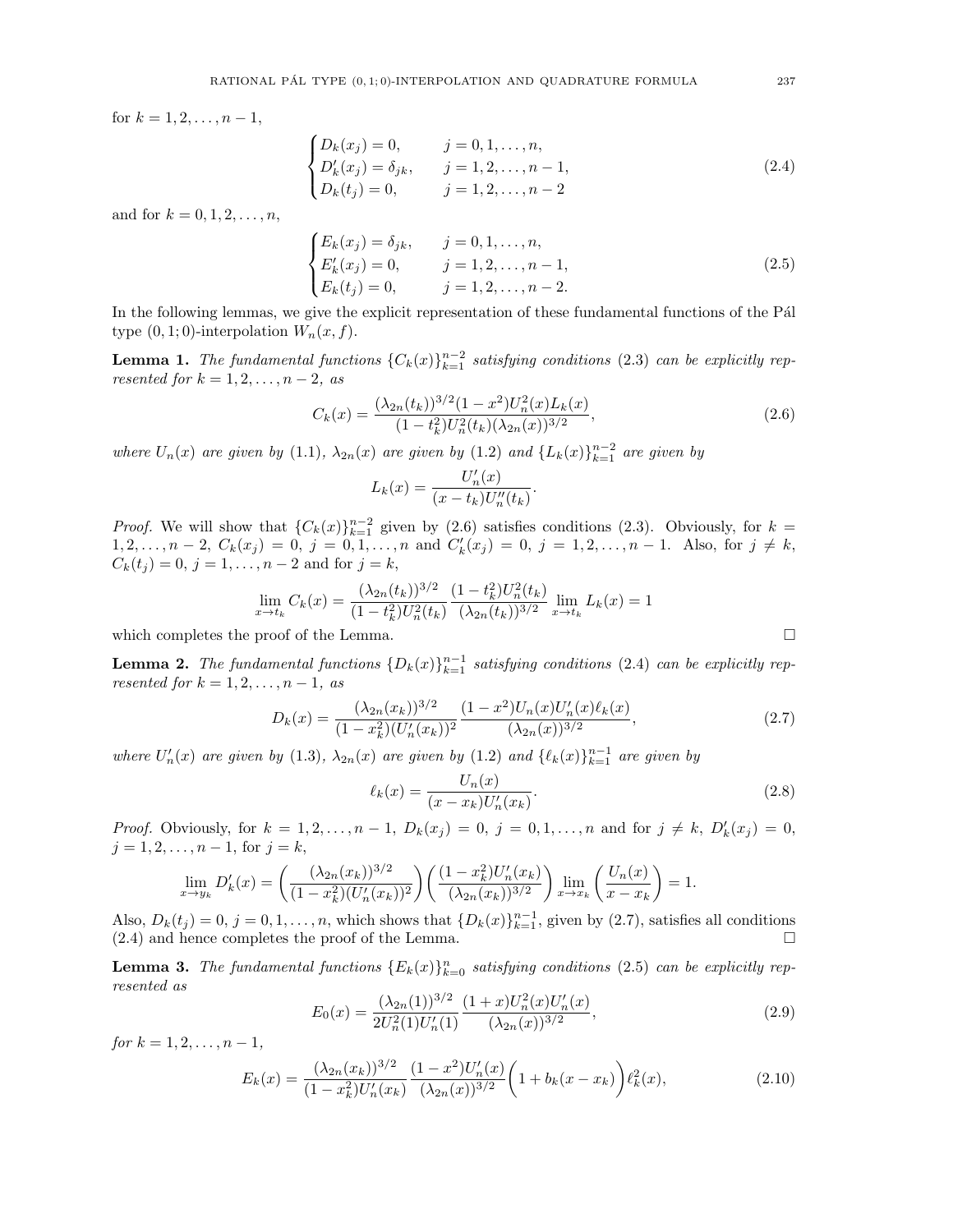for $k = 1, 2, \ldots, n-1$,

$$\begin{cases} D_k(x_j) = 0, & j = 0, 1, \ldots, n, \\ D'_k(x_j) = \delta_{jk}, & j = 1, 2, \ldots, n-1, \\ D_k(t_j) = 0, & j = 1, 2, \ldots, n-2 \end{cases} \tag{2.4}$$

and for $k = 0, 1, 2, \ldots, n$,

$$\begin{cases} E_k(x_j) = \delta_{jk}, & j = 0, 1, \ldots, n, \\ E'_k(x_j) = 0, & j = 1, 2, \ldots, n-1, \\ E_k(t_j) = 0, & j = 1, 2, \ldots, n-2. \end{cases} \tag{2.5}$$

In the following lemmas, we give the explicit representation of these fundamental functions of the Pál type $(0, 1; 0)$-interpolation $W_n(x, f)$.

**Lemma 1.** *The fundamental functions $\{C_k(x)\}_{k=1}^{n-2}$ satisfying conditions (2.3) can be explicitly represented for $k = 1, 2, \ldots, n-2$, as*

$$C_k(x) = \frac{(\lambda_{2n}(t_k))^{3/2}(1-x^2)U_n^2(x)L_k(x)}{(1-t_k^2)U_n^2(t_k)(\lambda_{2n}(x))^{3/2}}, \tag{2.6}$$

*where $U_n(x)$ are given by (1.1), $\lambda_{2n}(x)$ are given by (1.2) and $\{L_k(x)\}_{k=1}^{n-2}$ are given by*

$$L_k(x) = \frac{U'_n(x)}{(x-t_k)U''_n(t_k)}.$$

*Proof.* We will show that $\{C_k(x)\}_{k=1}^{n-2}$ given by (2.6) satisfies conditions (2.3). Obviously, for $k = 1, 2, \ldots, n-2$, $C_k(x_j) = 0$, $j = 0, 1, \ldots, n$ and $C'_k(x_j) = 0$, $j = 1, 2, \ldots, n-1$. Also, for $j \neq k$, $C_k(t_j) = 0$, $j = 1, \ldots, n-2$ and for $j = k$,

$$\lim_{x \to t_k} C_k(x) = \frac{(\lambda_{2n}(t_k))^{3/2}}{(1-t_k^2)U_n^2(t_k)} \frac{(1-t_k^2)U_n^2(t_k)}{(\lambda_{2n}(t_k))^{3/2}} \lim_{x \to t_k} L_k(x) = 1$$

which completes the proof of the Lemma. $\square$

**Lemma 2.** *The fundamental functions $\{D_k(x)\}_{k=1}^{n-1}$ satisfying conditions (2.4) can be explicitly represented for $k = 1, 2, \ldots, n-1$, as*

$$D_k(x) = \frac{(\lambda_{2n}(x_k))^{3/2}}{(1-x_k^2)(U'_n(x_k))^2} \frac{(1-x^2)U_n(x)U'_n(x)\ell_k(x)}{(\lambda_{2n}(x))^{3/2}}, \tag{2.7}$$

*where $U'_n(x)$ are given by (1.3), $\lambda_{2n}(x)$ are given by (1.2) and $\{\ell_k(x)\}_{k=1}^{n-1}$ are given by*

$$\ell_k(x) = \frac{U_n(x)}{(x-x_k)U'_n(x_k)}. \tag{2.8}$$

*Proof.* Obviously, for $k = 1, 2, \ldots, n-1$, $D_k(x_j) = 0$, $j = 0, 1, \ldots, n$ and for $j \neq k$, $D'_k(x_j) = 0$, $j = 1, 2, \ldots, n-1$, for $j = k$,

$$\lim_{x \to y_k} D'_k(x) = \left(\frac{(\lambda_{2n}(x_k))^{3/2}}{(1-x_k^2)(U'_n(x_k))^2}\right)\left(\frac{(1-x_k^2)U'_n(x_k)}{(\lambda_{2n}(x_k))^{3/2}}\right) \lim_{x \to x_k}\left(\frac{U_n(x)}{x-x_k}\right) = 1.$$

Also, $D_k(t_j) = 0$, $j = 0, 1, \ldots, n$, which shows that $\{D_k(x)\}_{k=1}^{n-1}$, given by (2.7), satisfies all conditions (2.4) and hence completes the proof of the Lemma. $\square$

**Lemma 3.** *The fundamental functions $\{E_k(x)\}_{k=0}^{n}$ satisfying conditions (2.5) can be explicitly represented as*

$$E_0(x) = \frac{(\lambda_{2n}(1))^{3/2}}{2U_n^2(1)U'_n(1)} \frac{(1+x)U_n^2(x)U'_n(x)}{(\lambda_{2n}(x))^{3/2}}, \tag{2.9}$$

*for $k = 1, 2, \ldots, n-1$,*

$$E_k(x) = \frac{(\lambda_{2n}(x_k))^{3/2}}{(1-x_k^2)U'_n(x_k)} \frac{(1-x^2)U'_n(x)}{(\lambda_{2n}(x))^{3/2}}\bigg(1 + b_k(x-x_k)\bigg)\ell_k^2(x), \tag{2.10}$$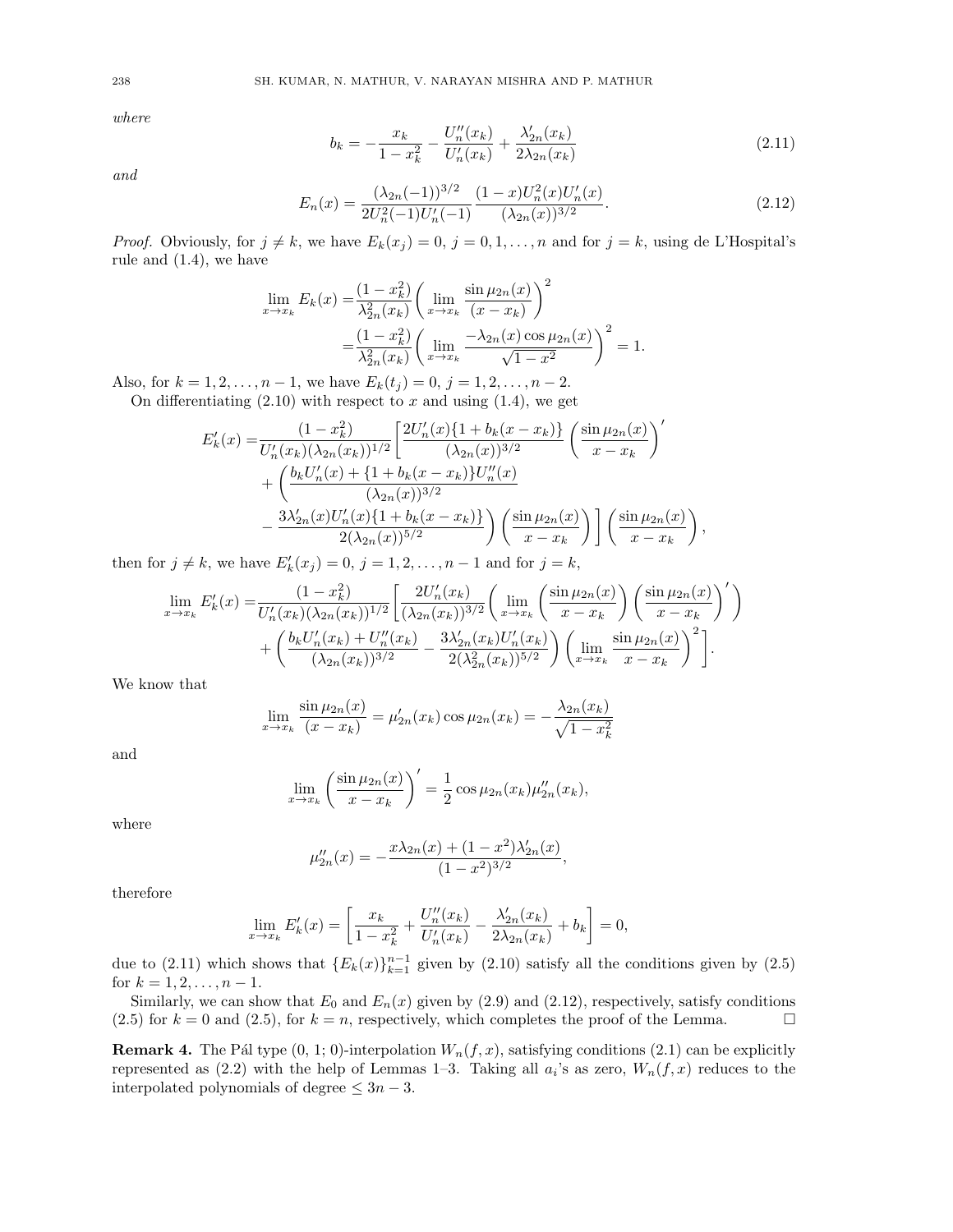*where*

$$b_k = -\frac{x_k}{1-x_k^2} - \frac{U_n''(x_k)}{U_n'(x_k)} + \frac{\lambda_{2n}'(x_k)}{2\lambda_{2n}(x_k)} \tag{2.11}$$

*and*

$$E_n(x) = \frac{(\lambda_{2n}(-1))^{3/2}}{2U_n^2(-1)U_n'(-1)} \frac{(1-x)U_n^2(x)U_n'(x)}{(\lambda_{2n}(x))^{3/2}}. \tag{2.12}$$

*Proof.* Obviously, for $j \neq k$, we have $E_k(x_j) = 0$, $j = 0, 1, \ldots, n$ and for $j = k$, using de L'Hospital's rule and (1.4), we have

$$\begin{aligned}
\lim_{x \to x_k} E_k(x) =& \frac{(1-x_k^2)}{\lambda_{2n}^2(x_k)} \left( \lim_{x \to x_k} \frac{\sin \mu_{2n}(x)}{(x-x_k)} \right)^2 \\
=& \frac{(1-x_k^2)}{\lambda_{2n}^2(x_k)} \left( \lim_{x \to x_k} \frac{-\lambda_{2n}(x) \cos \mu_{2n}(x)}{\sqrt{1-x^2}} \right)^2 = 1.
\end{aligned}$$

Also, for $k = 1, 2, \ldots, n-1$, we have $E_k(t_j) = 0$, $j = 1, 2, \ldots, n-2$.

On differentiating (2.10) with respect to $x$ and using (1.4), we get

$$\begin{aligned}
E_k'(x) =& \frac{(1-x_k^2)}{U_n'(x_k)(\lambda_{2n}(x_k))^{1/2}} \left[ \frac{2U_n'(x)\{1 + b_k(x-x_k)\}}{(\lambda_{2n}(x))^{3/2}} \left( \frac{\sin \mu_{2n}(x)}{x - x_k} \right)' \right. \\
&+ \left( \frac{b_k U_n'(x) + \{1 + b_k(x-x_k)\}U_n''(x)}{(\lambda_{2n}(x))^{3/2}} \right. \\
&\left. \left. - \frac{3\lambda_{2n}'(x)U_n'(x)\{1 + b_k(x-x_k)\}}{2(\lambda_{2n}(x))^{5/2}} \right) \left( \frac{\sin \mu_{2n}(x)}{x - x_k} \right) \right] \left( \frac{\sin \mu_{2n}(x)}{x - x_k} \right),
\end{aligned}$$

then for $j \neq k$, we have $E_k'(x_j) = 0$, $j = 1, 2, \ldots, n-1$ and for $j = k$,

$$\begin{aligned}
\lim_{x \to x_k} E_k'(x) =& \frac{(1-x_k^2)}{U_n'(x_k)(\lambda_{2n}(x_k))^{1/2}} \left[ \frac{2U_n'(x_k)}{(\lambda_{2n}(x_k))^{3/2}} \left( \lim_{x \to x_k} \left( \frac{\sin \mu_{2n}(x)}{x - x_k} \right) \left( \frac{\sin \mu_{2n}(x)}{x - x_k} \right)' \right) \right. \\
&\left. + \left( \frac{b_k U_n'(x_k) + U_n''(x_k)}{(\lambda_{2n}(x_k))^{3/2}} - \frac{3\lambda_{2n}'(x_k)U_n'(x_k)}{2(\lambda_{2n}^2(x_k))^{5/2}} \right) \left( \lim_{x \to x_k} \frac{\sin \mu_{2n}(x)}{x - x_k} \right)^2 \right].
\end{aligned}$$

We know that

$$\lim_{x \to x_k} \frac{\sin \mu_{2n}(x)}{(x - x_k)} = \mu_{2n}'(x_k) \cos \mu_{2n}(x_k) = -\frac{\lambda_{2n}(x_k)}{\sqrt{1 - x_k^2}}$$

and

$$\lim_{x \to x_k} \left( \frac{\sin \mu_{2n}(x)}{x - x_k} \right)' = \frac{1}{2} \cos \mu_{2n}(x_k) \mu_{2n}''(x_k),$$

where

$$\mu_{2n}''(x) = -\frac{x\lambda_{2n}(x) + (1-x^2)\lambda_{2n}'(x)}{(1-x^2)^{3/2}},$$

therefore

$$\lim_{x \to x_k} E_k'(x) = \left[ \frac{x_k}{1 - x_k^2} + \frac{U_n''(x_k)}{U_n'(x_k)} - \frac{\lambda_{2n}'(x_k)}{2\lambda_{2n}(x_k)} + b_k \right] = 0,$$

due to (2.11) which shows that $\{E_k(x)\}_{k=1}^{n-1}$ given by (2.10) satisfy all the conditions given by (2.5) for $k = 1, 2, \ldots, n-1$.

Similarly, we can show that $E_0$ and $E_n(x)$ given by (2.9) and (2.12), respectively, satisfy conditions (2.5) for $k = 0$ and (2.5), for $k = n$, respectively, which completes the proof of the Lemma. □

**Remark 4.** The Pál type (0, 1; 0)-interpolation $W_n(f, x)$, satisfying conditions (2.1) can be explicitly represented as (2.2) with the help of Lemmas 1–3. Taking all $a_i$'s as zero, $W_n(f, x)$ reduces to the interpolated polynomials of degree $\leq 3n - 3$.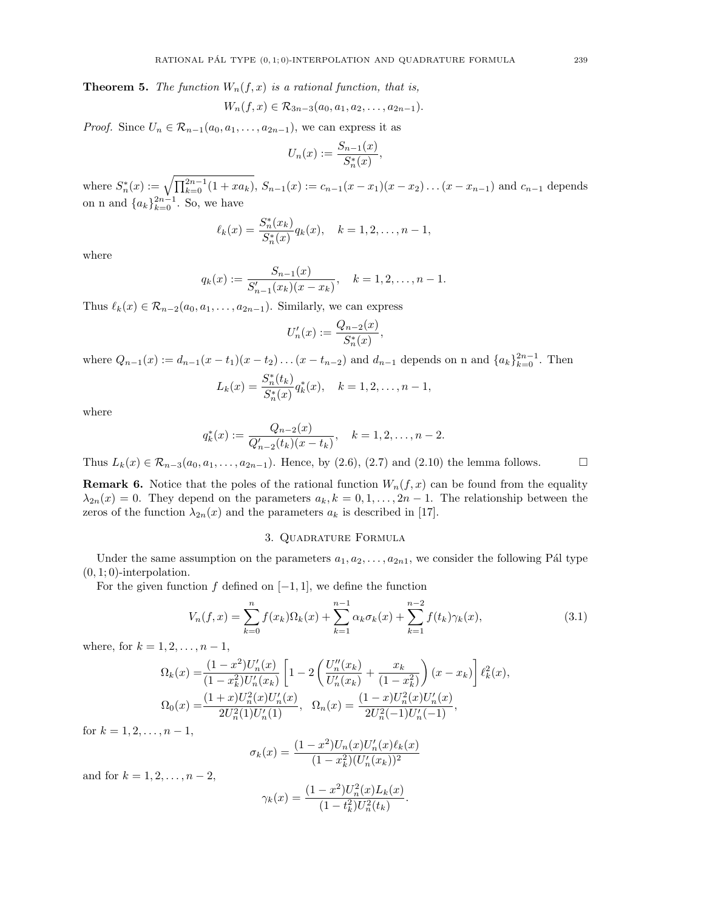**Theorem 5.** *The function $W_n(f,x)$ is a rational function, that is,*

$$W_n(f,x) \in \mathcal{R}_{3n-3}(a_0, a_1, a_2, \dots, a_{2n-1}).$$

*Proof.* Since $U_n \in \mathcal{R}_{n-1}(a_0, a_1, \dots, a_{2n-1})$, we can express it as

$$U_n(x) := \frac{S_{n-1}(x)}{S_n^*(x)},$$

where $S_n^*(x) := \sqrt{\prod_{k=0}^{2n-1}(1+xa_k)}$, $S_{n-1}(x) := c_{n-1}(x-x_1)(x-x_2)\dots(x-x_{n-1})$ and $c_{n-1}$ depends on n and $\{a_k\}_{k=0}^{2n-1}$. So, we have

$$\ell_k(x) = \frac{S_n^*(x_k)}{S_n^*(x)} q_k(x), \quad k = 1, 2, \dots, n-1,$$

where

$$q_k(x) := \frac{S_{n-1}(x)}{S'_{n-1}(x_k)(x-x_k)}, \quad k = 1, 2, \dots, n-1.$$

Thus $\ell_k(x) \in \mathcal{R}_{n-2}(a_0, a_1, \dots, a_{2n-1})$. Similarly, we can express

$$U'_n(x) := \frac{Q_{n-2}(x)}{S_n^*(x)},$$

where $Q_{n-1}(x) := d_{n-1}(x-t_1)(x-t_2)\dots(x-t_{n-2})$ and $d_{n-1}$ depends on n and $\{a_k\}_{k=0}^{2n-1}$. Then

$$L_k(x) = \frac{S_n^*(t_k)}{S_n^*(x)} q_k^*(x), \quad k = 1, 2, \dots, n-1,$$

where

$$q_k^*(x) := \frac{Q_{n-2}(x)}{Q'_{n-2}(t_k)(x-t_k)}, \quad k = 1, 2, \dots, n-2.$$

Thus $L_k(x) \in \mathcal{R}_{n-3}(a_0, a_1, \dots, a_{2n-1})$. Hence, by (2.6), (2.7) and (2.10) the lemma follows. $\square$

**Remark 6.** Notice that the poles of the rational function $W_n(f,x)$ can be found from the equality $\lambda_{2n}(x) = 0$. They depend on the parameters $a_k, k = 0, 1, \dots, 2n-1$. The relationship between the zeros of the function $\lambda_{2n}(x)$ and the parameters $a_k$ is described in [17].

## 3. Quadrature Formula

Under the same assumption on the parameters $a_1, a_2, \dots, a_{2n1}$, we consider the following Pál type $(0,1;0)$-interpolation.

For the given function $f$ defined on $[-1,1]$, we define the function

$$V_n(f,x) = \sum_{k=0}^{n} f(x_k)\Omega_k(x) + \sum_{k=1}^{n-1} \alpha_k \sigma_k(x) + \sum_{k=1}^{n-2} f(t_k)\gamma_k(x), \tag{3.1}$$

where, for $k = 1, 2, \dots, n-1$,

$$\Omega_k(x) = \frac{(1-x^2)U'_n(x)}{(1-x_k^2)U'_n(x_k)} \left[1 - 2\left(\frac{U''_n(x_k)}{U'_n(x_k)} + \frac{x_k}{(1-x_k^2)}\right)(x-x_k)\right] \ell_k^2(x),$$

$$\Omega_0(x) = \frac{(1+x)U_n^2(x)U'_n(x)}{2U_n^2(1)U'_n(1)}, \quad \Omega_n(x) = \frac{(1-x)U_n^2(x)U'_n(x)}{2U_n^2(-1)U'_n(-1)},$$

for $k = 1, 2, \dots, n-1$,

$$\sigma_k(x) = \frac{(1-x^2)U_n(x)U'_n(x)\ell_k(x)}{(1-x_k^2)(U'_n(x_k))^2}$$

and for $k = 1, 2, \dots, n-2$,

$$\gamma_k(x) = \frac{(1-x^2)U_n^2(x)L_k(x)}{(1-t_k^2)U_n^2(t_k)}.$$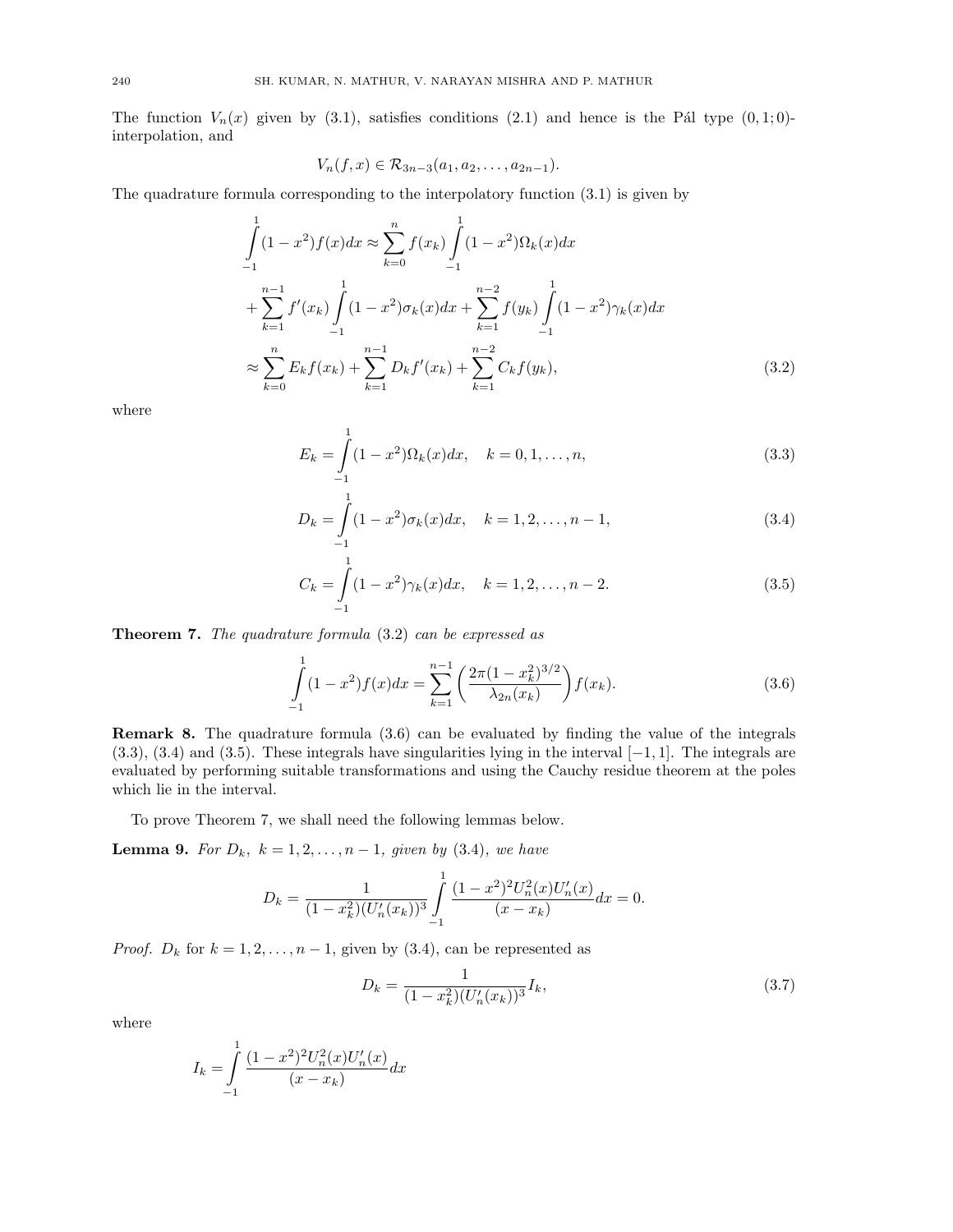The function $V_n(x)$ given by (3.1), satisfies conditions (2.1) and hence is the Pál type $(0, 1; 0)$-interpolation, and

$$V_n(f, x) \in \mathcal{R}_{3n-3}(a_1, a_2, \ldots, a_{2n-1}).$$

The quadrature formula corresponding to the interpolatory function (3.1) is given by

$$\begin{aligned}
\int_{-1}^{1} (1 - x^2) f(x) dx &\approx \sum_{k=0}^{n} f(x_k) \int_{-1}^{1} (1 - x^2) \Omega_k(x) dx \\
&+ \sum_{k=1}^{n-1} f'(x_k) \int_{-1}^{1} (1 - x^2) \sigma_k(x) dx + \sum_{k=1}^{n-2} f(y_k) \int_{-1}^{1} (1 - x^2) \gamma_k(x) dx \\
&\approx \sum_{k=0}^{n} E_k f(x_k) + \sum_{k=1}^{n-1} D_k f'(x_k) + \sum_{k=1}^{n-2} C_k f(y_k),
\end{aligned} \tag{3.2}$$

where

$$E_k = \int_{-1}^{1} (1 - x^2) \Omega_k(x) dx, \quad k = 0, 1, \ldots, n, \tag{3.3}$$

$$D_k = \int_{-1}^{1} (1 - x^2) \sigma_k(x) dx, \quad k = 1, 2, \ldots, n-1, \tag{3.4}$$

$$C_k = \int_{-1}^{1} (1 - x^2) \gamma_k(x) dx, \quad k = 1, 2, \ldots, n-2. \tag{3.5}$$

**Theorem 7.** *The quadrature formula* (3.2) *can be expressed as*

$$\int_{-1}^{1} (1 - x^2) f(x) dx = \sum_{k=1}^{n-1} \left( \frac{2\pi (1 - x_k^2)^{3/2}}{\lambda_{2n}(x_k)} \right) f(x_k). \tag{3.6}$$

**Remark 8.** The quadrature formula (3.6) can be evaluated by finding the value of the integrals (3.3), (3.4) and (3.5). These integrals have singularities lying in the interval $[-1, 1]$. The integrals are evaluated by performing suitable transformations and using the Cauchy residue theorem at the poles which lie in the interval.

To prove Theorem 7, we shall need the following lemmas below.

**Lemma 9.** *For $D_k$, $k = 1, 2, \ldots, n-1$, given by* (3.4), *we have*

$$D_k = \frac{1}{(1 - x_k^2)(U_n'(x_k))^3} \int_{-1}^{1} \frac{(1 - x^2)^2 U_n^2(x) U_n'(x)}{(x - x_k)} dx = 0.$$

*Proof.* $D_k$ for $k = 1, 2, \ldots, n-1$, given by (3.4), can be represented as

$$D_k = \frac{1}{(1 - x_k^2)(U_n'(x_k))^3} I_k, \tag{3.7}$$

where

$$I_k = \int_{-1}^{1} \frac{(1 - x^2)^2 U_n^2(x) U_n'(x)}{(x - x_k)} dx$$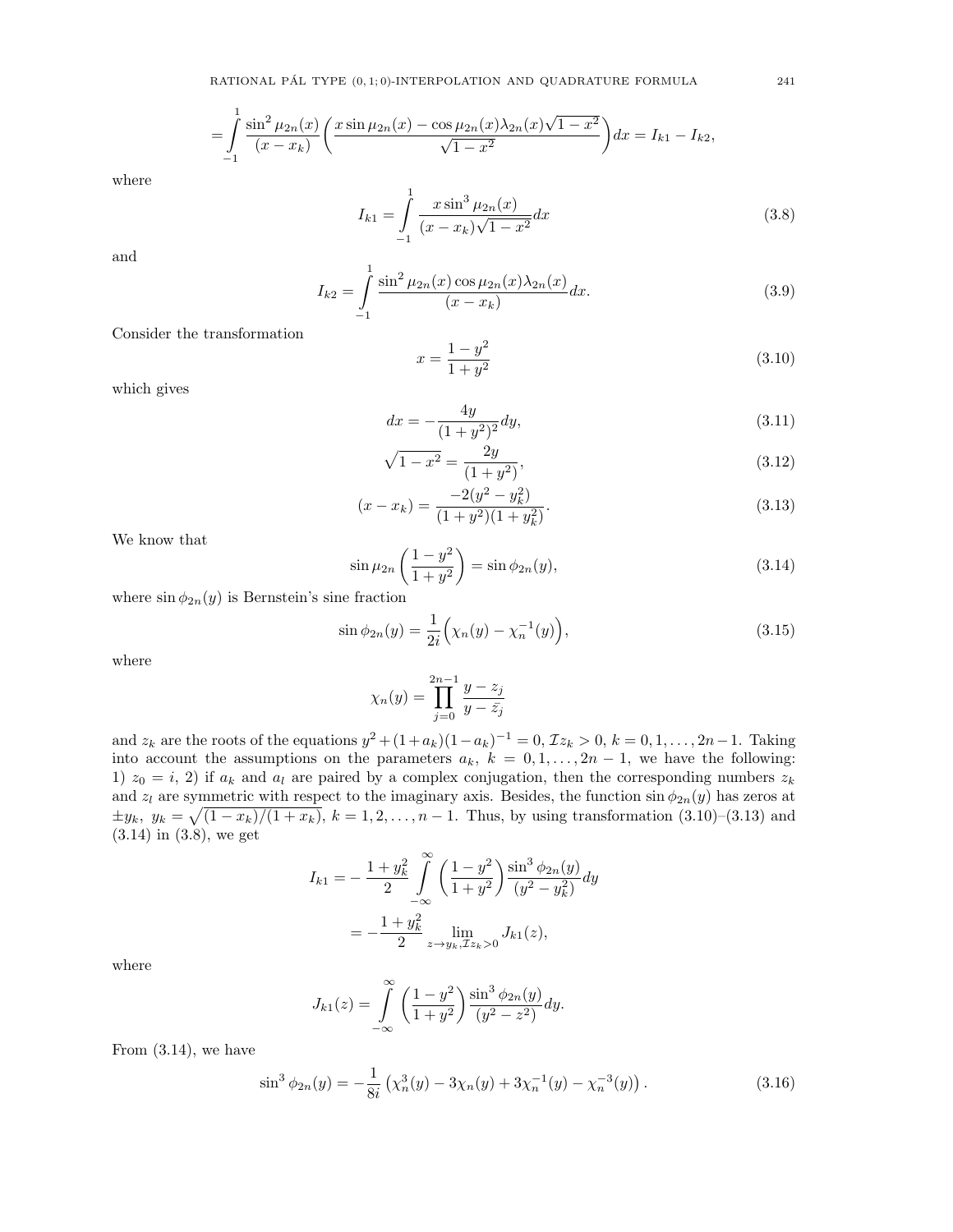$$
= \int_{-1}^{1} \frac{\sin^2 \mu_{2n}(x)}{(x - x_k)} \left( \frac{x \sin \mu_{2n}(x) - \cos \mu_{2n}(x) \lambda_{2n}(x) \sqrt{1-x^2}}{\sqrt{1-x^2}} \right) dx = I_{k1} - I_{k2},
$$

where

$$
I_{k1} = \int_{-1}^{1} \frac{x \sin^3 \mu_{2n}(x)}{(x - x_k)\sqrt{1-x^2}} dx \tag{3.8}
$$

and

$$
I_{k2} = \int_{-1}^{1} \frac{\sin^2 \mu_{2n}(x) \cos \mu_{2n}(x) \lambda_{2n}(x)}{(x - x_k)} dx. \tag{3.9}
$$

Consider the transformation

$$
x = \frac{1-y^2}{1+y^2} \tag{3.10}
$$

which gives

$$
dx = -\frac{4y}{(1+y^2)^2} dy, \tag{3.11}
$$

$$
\sqrt{1-x^2} = \frac{2y}{(1+y^2)}, \tag{3.12}
$$

$$
(x - x_k) = \frac{-2(y^2 - y_k^2)}{(1+y^2)(1+y_k^2)}. \tag{3.13}
$$

We know that

$$
\sin \mu_{2n} \left( \frac{1-y^2}{1+y^2} \right) = \sin \phi_{2n}(y), \tag{3.14}
$$

where $\sin \phi_{2n}(y)$ is Bernstein's sine fraction

$$
\sin \phi_{2n}(y) = \frac{1}{2i} \Big( \chi_n(y) - \chi_n^{-1}(y) \Big), \tag{3.15}
$$

where

$$
\chi_n(y) = \prod_{j=0}^{2n-1} \frac{y - z_j}{y - \bar{z_j}}
$$

and $z_k$ are the roots of the equations $y^2 + (1+a_k)(1-a_k)^{-1} = 0$, $\mathcal{I} z_k > 0$, $k = 0, 1, \ldots, 2n-1$. Taking into account the assumptions on the parameters $a_k$, $k = 0, 1, \ldots, 2n-1$, we have the following: 1) $z_0 = i$, 2) if $a_k$ and $a_l$ are paired by a complex conjugation, then the corresponding numbers $z_k$ and $z_l$ are symmetric with respect to the imaginary axis. Besides, the function $\sin \phi_{2n}(y)$ has zeros at $\pm y_k$, $y_k = \sqrt{(1-x_k)/(1+x_k)}$, $k = 1, 2, \ldots, n-1$. Thus, by using transformation (3.10)–(3.13) and (3.14) in (3.8), we get

$$
\begin{aligned}
I_{k1} &= -\frac{1+y_k^2}{2} \int_{-\infty}^{\infty} \left( \frac{1-y^2}{1+y^2} \right) \frac{\sin^3 \phi_{2n}(y)}{(y^2 - y_k^2)} dy \\
&= -\frac{1+y_k^2}{2} \lim_{z \to y_k, \mathcal{I} z_k > 0} J_{k1}(z),
\end{aligned}
$$

where

$$
J_{k1}(z) = \int_{-\infty}^{\infty} \left( \frac{1-y^2}{1+y^2} \right) \frac{\sin^3 \phi_{2n}(y)}{(y^2 - z^2)} dy.
$$

From (3.14), we have

$$
\sin^3 \phi_{2n}(y) = -\frac{1}{8i} \left( \chi_n^3(y) - 3\chi_n(y) + 3\chi_n^{-1}(y) - \chi_n^{-3}(y) \right). \tag{3.16}
$$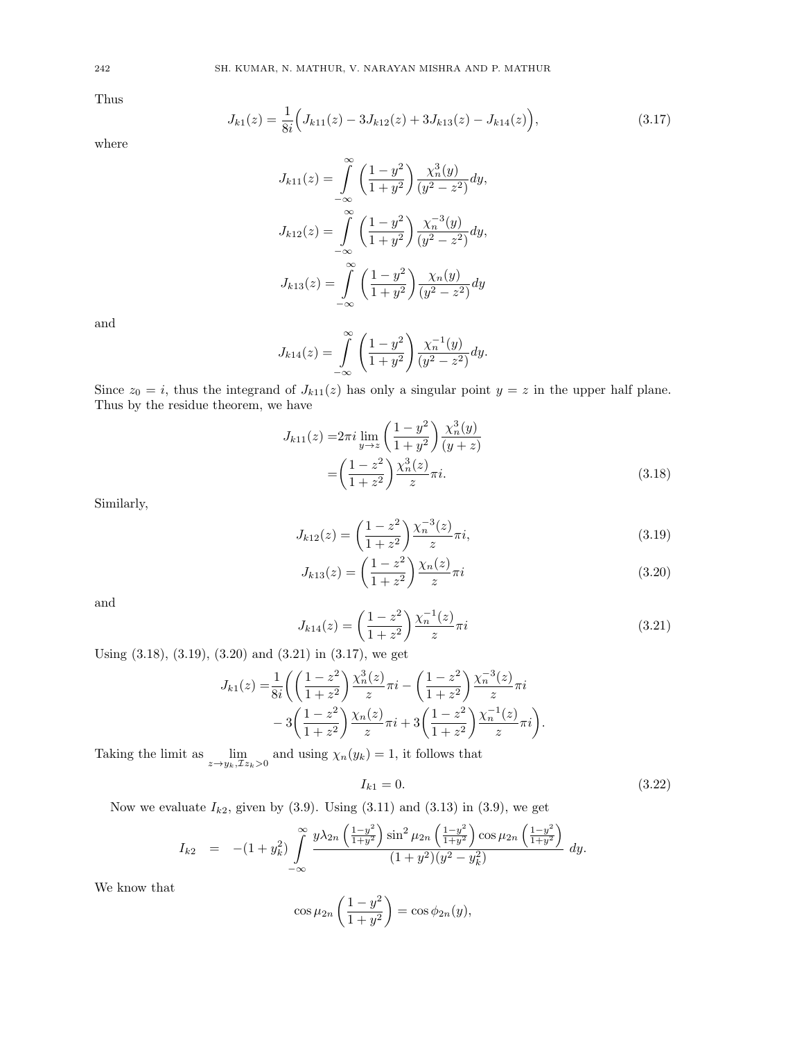Thus

$$J_{k1}(z) = \frac{1}{8i}\Big(J_{k11}(z) - 3J_{k12}(z) + 3J_{k13}(z) - J_{k14}(z)\Big), \tag{3.17}$$

where

$$J_{k11}(z) = \int_{-\infty}^{\infty} \left(\frac{1-y^2}{1+y^2}\right) \frac{\chi_n^3(y)}{(y^2-z^2)} dy,$$

$$J_{k12}(z) = \int_{-\infty}^{\infty} \left(\frac{1-y^2}{1+y^2}\right) \frac{\chi_n^{-3}(y)}{(y^2-z^2)} dy,$$

$$J_{k13}(z) = \int_{-\infty}^{\infty} \left(\frac{1-y^2}{1+y^2}\right) \frac{\chi_n(y)}{(y^2-z^2)} dy$$

and

$$J_{k14}(z) = \int_{-\infty}^{\infty} \left(\frac{1-y^2}{1+y^2}\right) \frac{\chi_n^{-1}(y)}{(y^2-z^2)} dy.$$

Since $z_0 = i$, thus the integrand of $J_{k11}(z)$ has only a singular point $y = z$ in the upper half plane. Thus by the residue theorem, we have

$$\begin{aligned} J_{k11}(z) =& 2\pi i \lim_{y \to z} \left(\frac{1-y^2}{1+y^2}\right) \frac{\chi_n^3(y)}{(y+z)} \\ =& \left(\frac{1-z^2}{1+z^2}\right) \frac{\chi_n^3(z)}{z} \pi i. \end{aligned} \tag{3.18}$$

Similarly,

$$J_{k12}(z) = \left(\frac{1-z^2}{1+z^2}\right) \frac{\chi_n^{-3}(z)}{z} \pi i, \tag{3.19}$$

$$J_{k13}(z) = \left(\frac{1-z^2}{1+z^2}\right) \frac{\chi_n(z)}{z} \pi i \tag{3.20}$$

and

$$J_{k14}(z) = \left(\frac{1-z^2}{1+z^2}\right) \frac{\chi_n^{-1}(z)}{z} \pi i \tag{3.21}$$

Using (3.18), (3.19), (3.20) and (3.21) in (3.17), we get

$$\begin{aligned} J_{k1}(z) =& \frac{1}{8i}\Bigg(\left(\frac{1-z^2}{1+z^2}\right) \frac{\chi_n^3(z)}{z} \pi i - \left(\frac{1-z^2}{1+z^2}\right) \frac{\chi_n^{-3}(z)}{z} \pi i \\ & - 3\left(\frac{1-z^2}{1+z^2}\right) \frac{\chi_n(z)}{z} \pi i + 3\left(\frac{1-z^2}{1+z^2}\right) \frac{\chi_n^{-1}(z)}{z} \pi i\Bigg). \end{aligned}$$

Taking the limit as $\lim\limits_{z \to y_k, \mathcal{I} z_k > 0}$ and using $\chi_n(y_k) = 1$, it follows that

$$I_{k1} = 0. \tag{3.22}$$

Now we evaluate $I_{k2}$, given by (3.9). Using (3.11) and (3.13) in (3.9), we get

$$I_{k2} \quad = \quad -(1+y_k^2) \int_{-\infty}^{\infty} \frac{y\lambda_{2n}\left(\frac{1-y^2}{1+y^2}\right) \sin^2 \mu_{2n}\left(\frac{1-y^2}{1+y^2}\right) \cos \mu_{2n}\left(\frac{1-y^2}{1+y^2}\right)}{(1+y^2)(y^2-y_k^2)} \; dy.$$

We know that

$$\cos \mu_{2n}\left(\frac{1-y^2}{1+y^2}\right) = \cos \phi_{2n}(y),$$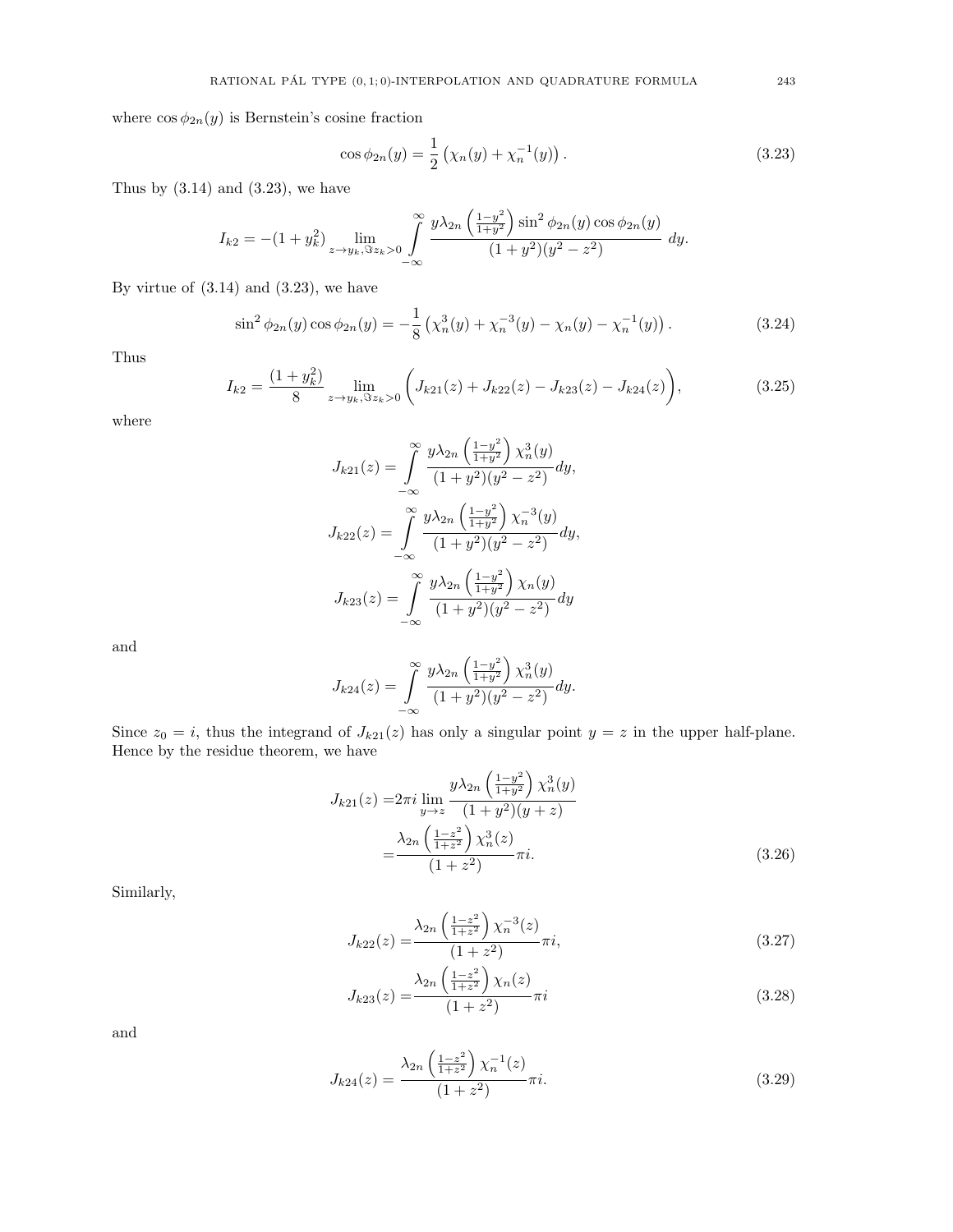where $\cos\phi_{2n}(y)$ is Bernstein's cosine fraction

$$\cos\phi_{2n}(y) = \frac{1}{2}\left(\chi_n(y) + \chi_n^{-1}(y)\right). \tag{3.23}$$

Thus by (3.14) and (3.23), we have

$$I_{k2} = -(1+y_k^2) \lim_{z\to y_k, \Im z_k>0} \int_{-\infty}^{\infty} \frac{y\lambda_{2n}\left(\frac{1-y^2}{1+y^2}\right)\sin^2\phi_{2n}(y)\cos\phi_{2n}(y)}{(1+y^2)(y^2-z^2)}\, dy.$$

By virtue of (3.14) and (3.23), we have

$$\sin^2\phi_{2n}(y)\cos\phi_{2n}(y) = -\frac{1}{8}\left(\chi_n^3(y) + \chi_n^{-3}(y) - \chi_n(y) - \chi_n^{-1}(y)\right). \tag{3.24}$$

Thus

$$I_{k2} = \frac{(1+y_k^2)}{8} \lim_{z\to y_k, \Im z_k>0} \Big(J_{k21}(z) + J_{k22}(z) - J_{k23}(z) - J_{k24}(z)\Big), \tag{3.25}$$

where

$$J_{k21}(z) = \int_{-\infty}^{\infty} \frac{y\lambda_{2n}\left(\frac{1-y^2}{1+y^2}\right)\chi_n^3(y)}{(1+y^2)(y^2-z^2)}dy,$$

$$J_{k22}(z) = \int_{-\infty}^{\infty} \frac{y\lambda_{2n}\left(\frac{1-y^2}{1+y^2}\right)\chi_n^{-3}(y)}{(1+y^2)(y^2-z^2)}dy,$$

$$J_{k23}(z) = \int_{-\infty}^{\infty} \frac{y\lambda_{2n}\left(\frac{1-y^2}{1+y^2}\right)\chi_n(y)}{(1+y^2)(y^2-z^2)}dy$$

and

$$J_{k24}(z) = \int_{-\infty}^{\infty} \frac{y\lambda_{2n}\left(\frac{1-y^2}{1+y^2}\right)\chi_n^3(y)}{(1+y^2)(y^2-z^2)}dy.$$

Since $z_0 = i$, thus the integrand of $J_{k21}(z)$ has only a singular point $y = z$ in the upper half-plane. Hence by the residue theorem, we have

$$\begin{aligned} J_{k21}(z) =& 2\pi i \lim_{y\to z} \frac{y\lambda_{2n}\left(\frac{1-y^2}{1+y^2}\right)\chi_n^3(y)}{(1+y^2)(y+z)} \\ =& \frac{\lambda_{2n}\left(\frac{1-z^2}{1+z^2}\right)\chi_n^3(z)}{(1+z^2)}\pi i. \end{aligned} \tag{3.26}$$

Similarly,

$$J_{k22}(z) = \frac{\lambda_{2n}\left(\frac{1-z^2}{1+z^2}\right)\chi_n^{-3}(z)}{(1+z^2)}\pi i, \tag{3.27}$$

$$J_{k23}(z) = \frac{\lambda_{2n}\left(\frac{1-z^2}{1+z^2}\right)\chi_n(z)}{(1+z^2)}\pi i \tag{3.28}$$

and

$$J_{k24}(z) = \frac{\lambda_{2n}\left(\frac{1-z^2}{1+z^2}\right)\chi_n^{-1}(z)}{(1+z^2)}\pi i. \tag{3.29}$$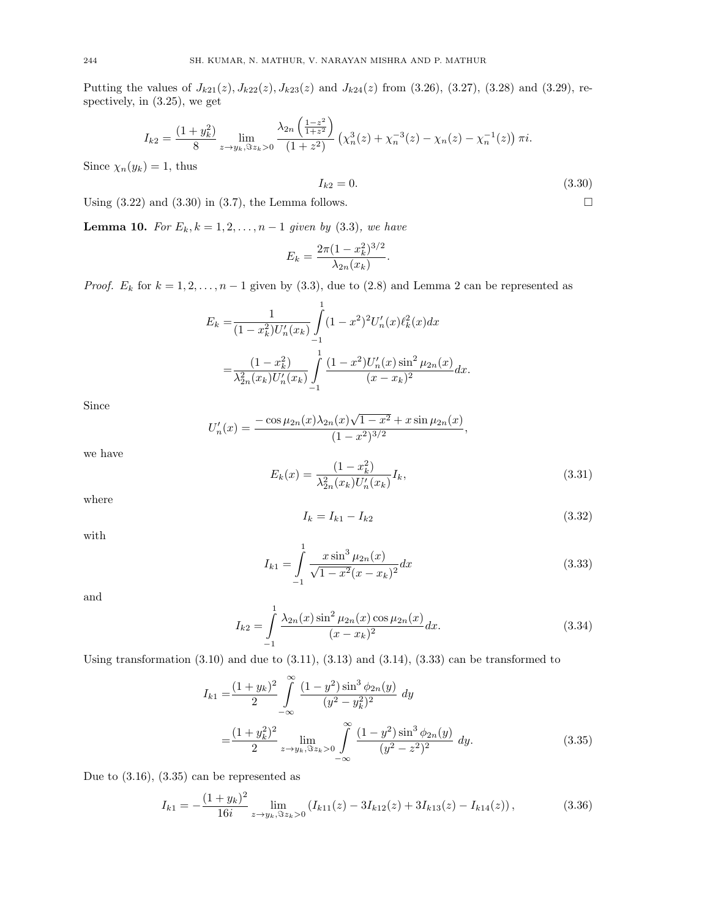Putting the values of $J_{k21}(z), J_{k22}(z), J_{k23}(z)$ and $J_{k24}(z)$ from (3.26), (3.27), (3.28) and (3.29), respectively, in (3.25), we get

$$I_{k2} = \frac{(1+y_k^2)}{8} \lim_{z \to y_k, \Im z_k > 0} \frac{\lambda_{2n}\left(\frac{1-z^2}{1+z^2}\right)}{(1+z^2)} \left(\chi_n^3(z) + \chi_n^{-3}(z) - \chi_n(z) - \chi_n^{-1}(z)\right) \pi i.$$

Since $\chi_n(y_k) = 1$, thus

$$I_{k2} = 0. \tag{3.30}$$

Using (3.22) and (3.30) in (3.7), the Lemma follows. $\square$

**Lemma 10.** *For $E_k, k = 1, 2, \ldots, n-1$ given by (3.3), we have*

$$E_k = \frac{2\pi(1-x_k^2)^{3/2}}{\lambda_{2n}(x_k)}.$$

*Proof.* $E_k$ for $k = 1, 2, \ldots, n-1$ given by (3.3), due to (2.8) and Lemma 2 can be represented as

$$\begin{aligned}
E_k =& \frac{1}{(1-x_k^2)U_n'(x_k)} \int_{-1}^{1} (1-x^2)^2 U_n'(x) \ell_k^2(x) dx \\
=& \frac{(1-x_k^2)}{\lambda_{2n}^2(x_k) U_n'(x_k)} \int_{-1}^{1} \frac{(1-x^2)U_n'(x)\sin^2\mu_{2n}(x)}{(x-x_k)^2} dx.
\end{aligned}$$

Since

$$U_n'(x) = \frac{-\cos\mu_{2n}(x)\lambda_{2n}(x)\sqrt{1-x^2} + x\sin\mu_{2n}(x)}{(1-x^2)^{3/2}},$$

we have

$$E_k(x) = \frac{(1-x_k^2)}{\lambda_{2n}^2(x_k)U_n'(x_k)} I_k, \tag{3.31}$$

where

$$I_k = I_{k1} - I_{k2} \tag{3.32}$$

with

$$I_{k1} = \int_{-1}^{1} \frac{x\sin^3\mu_{2n}(x)}{\sqrt{1-x^2}(x-x_k)^2} dx \tag{3.33}$$

and

$$I_{k2} = \int_{-1}^{1} \frac{\lambda_{2n}(x)\sin^2\mu_{2n}(x)\cos\mu_{2n}(x)}{(x-x_k)^2} dx. \tag{3.34}$$

Using transformation (3.10) and due to (3.11), (3.13) and (3.14), (3.33) can be transformed to

$$\begin{aligned}
I_{k1} =& \frac{(1+y_k)^2}{2} \int_{-\infty}^{\infty} \frac{(1-y^2)\sin^3\phi_{2n}(y)}{(y^2-y_k^2)^2}\ dy \\
=& \frac{(1+y_k^2)^2}{2} \lim_{z \to y_k, \Im z_k > 0} \int_{-\infty}^{\infty} \frac{(1-y^2)\sin^3\phi_{2n}(y)}{(y^2-z^2)^2}\ dy.
\end{aligned} \tag{3.35}$$

Due to (3.16), (3.35) can be represented as

$$I_{k1} = -\frac{(1+y_k)^2}{16i} \lim_{z \to y_k, \Im z_k > 0} \left(I_{k11}(z) - 3I_{k12}(z) + 3I_{k13}(z) - I_{k14}(z)\right), \tag{3.36}$$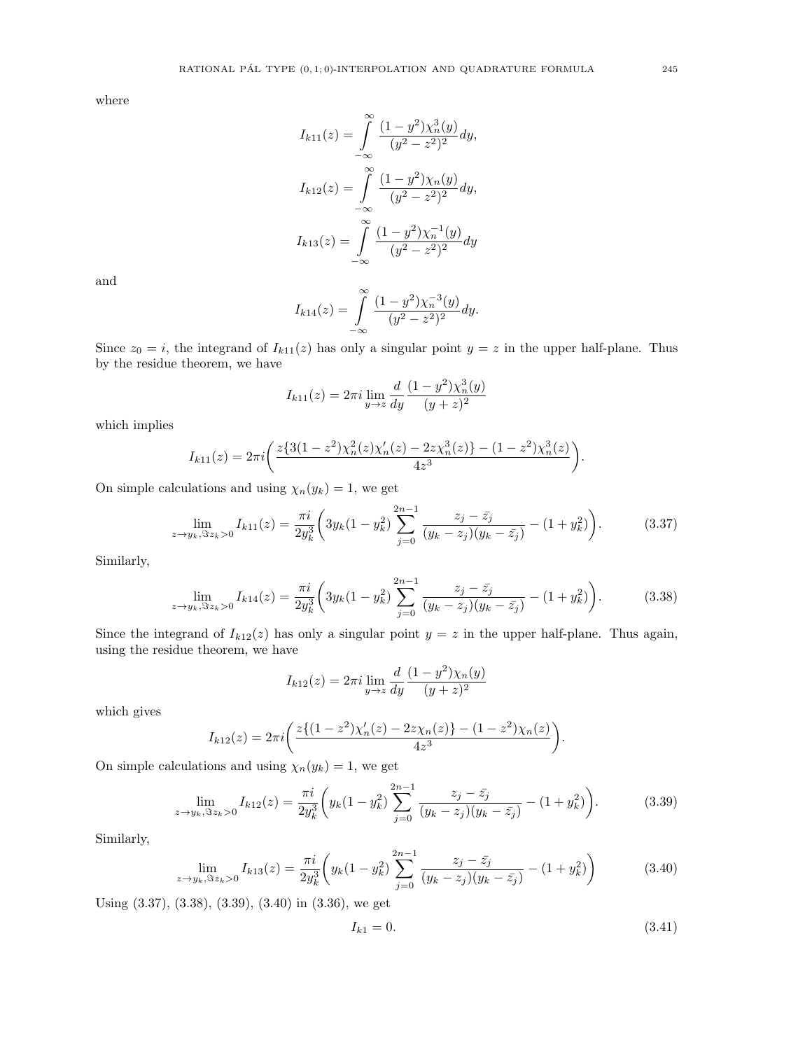where

$$I_{k11}(z) = \int_{-\infty}^{\infty} \frac{(1-y^2)\chi_n^3(y)}{(y^2-z^2)^2} dy,$$

$$I_{k12}(z) = \int_{-\infty}^{\infty} \frac{(1-y^2)\chi_n(y)}{(y^2-z^2)^2} dy,$$

$$I_{k13}(z) = \int_{-\infty}^{\infty} \frac{(1-y^2)\chi_n^{-1}(y)}{(y^2-z^2)^2} dy$$

and

$$I_{k14}(z) = \int_{-\infty}^{\infty} \frac{(1-y^2)\chi_n^{-3}(y)}{(y^2-z^2)^2} dy.$$

Since $z_0 = i$, the integrand of $I_{k11}(z)$ has only a singular point $y = z$ in the upper half-plane. Thus by the residue theorem, we have

$$I_{k11}(z) = 2\pi i \lim_{y \to z} \frac{d}{dy} \frac{(1-y^2)\chi_n^3(y)}{(y+z)^2}$$

which implies

$$I_{k11}(z) = 2\pi i \left( \frac{z\{3(1-z^2)\chi_n^2(z)\chi_n'(z) - 2z\chi_n^3(z)\} - (1-z^2)\chi_n^3(z)}{4z^3} \right).$$

On simple calculations and using $\chi_n(y_k) = 1$, we get

$$\lim_{z \to y_k, \Im z_k > 0} I_{k11}(z) = \frac{\pi i}{2y_k^3} \left( 3y_k(1-y_k^2) \sum_{j=0}^{2n-1} \frac{z_j - \bar{z_j}}{(y_k - z_j)(y_k - \bar{z_j})} - (1+y_k^2) \right). \tag{3.37}$$

Similarly,

$$\lim_{z \to y_k, \Im z_k > 0} I_{k14}(z) = \frac{\pi i}{2y_k^3} \left( 3y_k(1-y_k^2) \sum_{j=0}^{2n-1} \frac{z_j - \bar{z_j}}{(y_k - z_j)(y_k - \bar{z_j})} - (1+y_k^2) \right). \tag{3.38}$$

Since the integrand of $I_{k12}(z)$ has only a singular point $y = z$ in the upper half-plane. Thus again, using the residue theorem, we have

$$I_{k12}(z) = 2\pi i \lim_{y \to z} \frac{d}{dy} \frac{(1-y^2)\chi_n(y)}{(y+z)^2}$$

which gives

$$I_{k12}(z) = 2\pi i \left( \frac{z\{(1-z^2)\chi_n'(z) - 2z\chi_n(z)\} - (1-z^2)\chi_n(z)}{4z^3} \right).$$

On simple calculations and using $\chi_n(y_k) = 1$, we get

$$\lim_{z \to y_k, \Im z_k > 0} I_{k12}(z) = \frac{\pi i}{2y_k^3} \left( y_k(1-y_k^2) \sum_{j=0}^{2n-1} \frac{z_j - \bar{z_j}}{(y_k - z_j)(y_k - \bar{z_j})} - (1+y_k^2) \right). \tag{3.39}$$

Similarly,

$$\lim_{z \to y_k, \Im z_k > 0} I_{k13}(z) = \frac{\pi i}{2y_k^3} \left( y_k(1-y_k^2) \sum_{j=0}^{2n-1} \frac{z_j - \bar{z_j}}{(y_k - z_j)(y_k - \bar{z_j})} - (1+y_k^2) \right) \tag{3.40}$$

Using (3.37), (3.38), (3.39), (3.40) in (3.36), we get

$$I_{k1} = 0. \tag{3.41}$$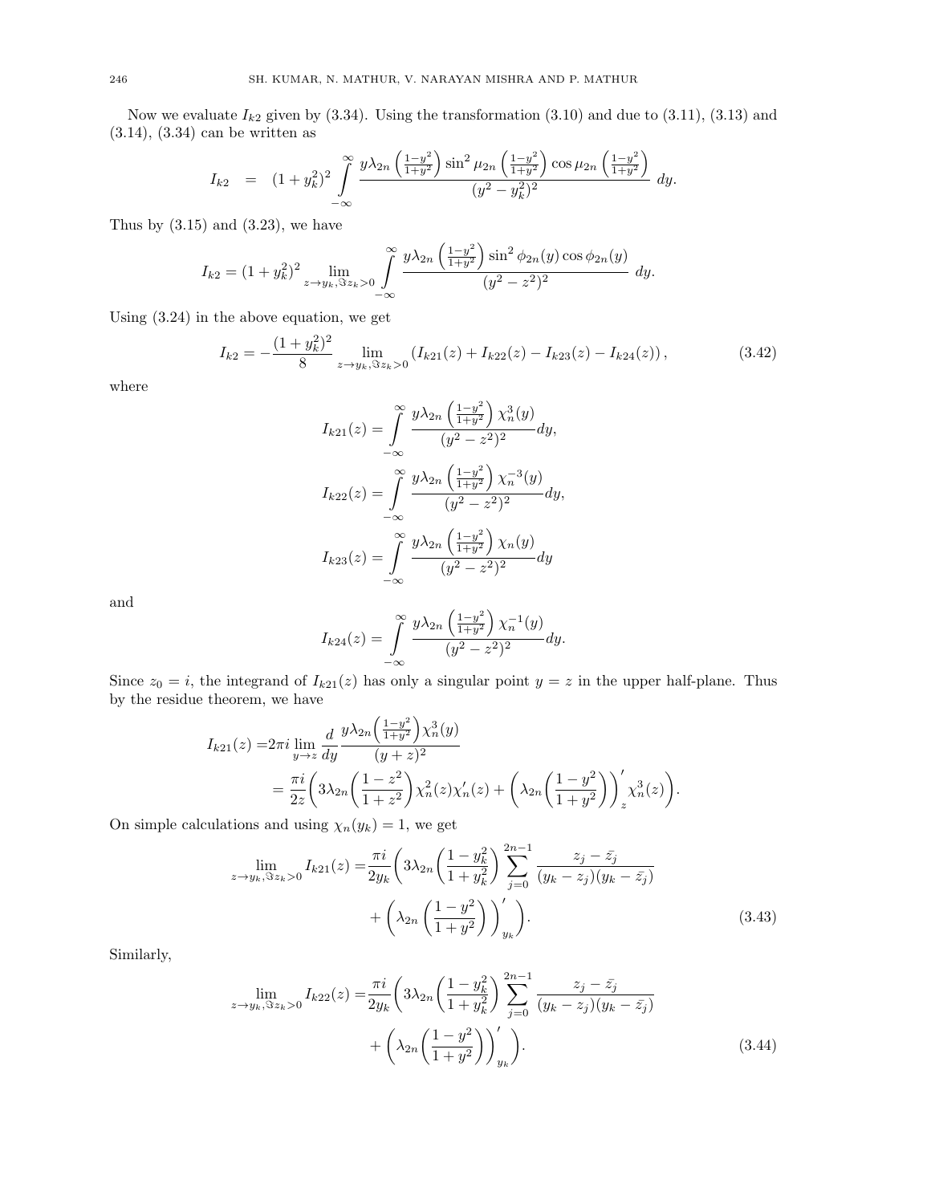Now we evaluate $I_{k2}$ given by (3.34). Using the transformation (3.10) and due to (3.11), (3.13) and (3.14), (3.34) can be written as

$$I_{k2} \quad = \quad (1+y_k^2)^2 \int\limits_{-\infty}^{\infty} \frac{y\lambda_{2n}\left(\frac{1-y^2}{1+y^2}\right)\sin^2\mu_{2n}\left(\frac{1-y^2}{1+y^2}\right)\cos\mu_{2n}\left(\frac{1-y^2}{1+y^2}\right)}{(y^2-y_k^2)^2}\ dy.$$

Thus by (3.15) and (3.23), we have

$$I_{k2} = (1+y_k^2)^2 \lim_{z\to y_k, \Im z_k>0} \int\limits_{-\infty}^{\infty} \frac{y\lambda_{2n}\left(\frac{1-y^2}{1+y^2}\right)\sin^2\phi_{2n}(y)\cos\phi_{2n}(y)}{(y^2-z^2)^2}\ dy.$$

Using (3.24) in the above equation, we get

$$I_{k2} = -\frac{(1+y_k^2)^2}{8} \lim_{z\to y_k, \Im z_k>0} \left(I_{k21}(z)+I_{k22}(z)-I_{k23}(z)-I_{k24}(z)\right), \tag{3.42}$$

where

$$I_{k21}(z) = \int\limits_{-\infty}^{\infty} \frac{y\lambda_{2n}\left(\frac{1-y^2}{1+y^2}\right)\chi_n^3(y)}{(y^2-z^2)^2}dy,$$

$$I_{k22}(z) = \int\limits_{-\infty}^{\infty} \frac{y\lambda_{2n}\left(\frac{1-y^2}{1+y^2}\right)\chi_n^{-3}(y)}{(y^2-z^2)^2}dy,$$

$$I_{k23}(z) = \int\limits_{-\infty}^{\infty} \frac{y\lambda_{2n}\left(\frac{1-y^2}{1+y^2}\right)\chi_n(y)}{(y^2-z^2)^2}dy$$

and

$$I_{k24}(z) = \int\limits_{-\infty}^{\infty} \frac{y\lambda_{2n}\left(\frac{1-y^2}{1+y^2}\right)\chi_n^{-1}(y)}{(y^2-z^2)^2}dy.$$

Since $z_0 = i$, the integrand of $I_{k21}(z)$ has only a singular point $y = z$ in the upper half-plane. Thus by the residue theorem, we have

$$\begin{aligned}
I_{k21}(z) =& 2\pi i \lim_{y\to z} \frac{d}{dy} \frac{y\lambda_{2n}\left(\frac{1-y^2}{1+y^2}\right)\chi_n^3(y)}{(y+z)^2} \\
=& \frac{\pi i}{2z}\left(3\lambda_{2n}\left(\frac{1-z^2}{1+z^2}\right)\chi_n^2(z)\chi_n'(z) + \left(\lambda_{2n}\left(\frac{1-y^2}{1+y^2}\right)\right)'_z \chi_n^3(z)\right).
\end{aligned}$$

On simple calculations and using $\chi_n(y_k) = 1$, we get

$$\begin{aligned}
\lim_{z\to y_k, \Im z_k>0} I_{k21}(z) =& \frac{\pi i}{2y_k}\left(3\lambda_{2n}\left(\frac{1-y_k^2}{1+y_k^2}\right)\sum_{j=0}^{2n-1}\frac{z_j-\bar{z}_j}{(y_k-z_j)(y_k-\bar{z}_j)}\right. \\
&\left. + \left(\lambda_{2n}\left(\frac{1-y^2}{1+y^2}\right)\right)'_{y_k}\right).
\end{aligned} \tag{3.43}$$

Similarly,

$$\begin{aligned}
\lim_{z\to y_k, \Im z_k>0} I_{k22}(z) =& \frac{\pi i}{2y_k}\left(3\lambda_{2n}\left(\frac{1-y_k^2}{1+y_k^2}\right)\sum_{j=0}^{2n-1}\frac{z_j-\bar{z}_j}{(y_k-z_j)(y_k-\bar{z}_j)}\right. \\
&\left. + \left(\lambda_{2n}\left(\frac{1-y^2}{1+y^2}\right)\right)'_{y_k}\right).
\end{aligned} \tag{3.44}$$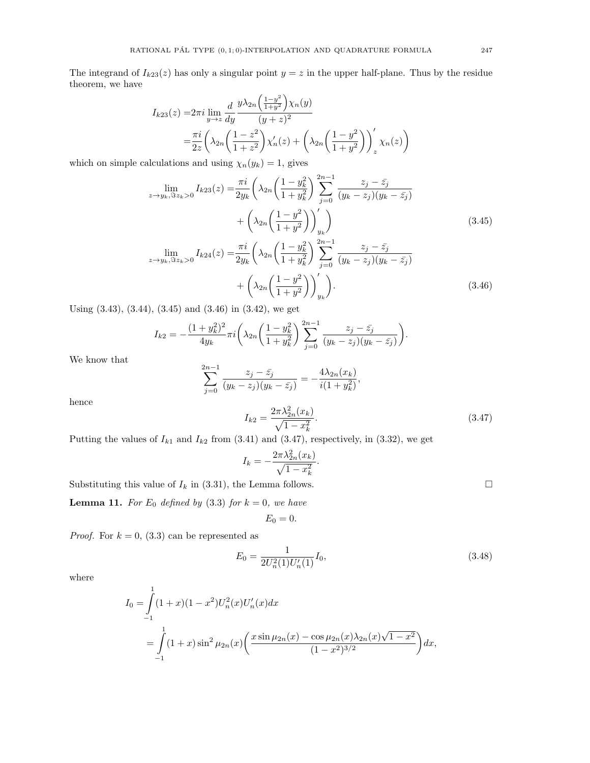The integrand of $I_{k23}(z)$ has only a singular point $y = z$ in the upper half-plane. Thus by the residue theorem, we have

$$
\begin{aligned}
I_{k23}(z) =& 2\pi i \lim_{y\to z} \frac{d}{dy} \frac{y\lambda_{2n}\Big(\frac{1-y^2}{1+y^2}\Big)\chi_n(y)}{(y+z)^2} \\
=& \frac{\pi i}{2z}\Bigg(\lambda_{2n}\Big(\frac{1-z^2}{1+z^2}\Big)\chi_n'(z) + \Bigg(\lambda_{2n}\Big(\frac{1-y^2}{1+y^2}\Big)\Bigg)'_z \chi_n(z)\Bigg)
\end{aligned}
$$

which on simple calculations and using $\chi_n(y_k) = 1$, gives

$$
\begin{aligned}
\lim_{z\to y_k, \Im z_k>0} I_{k23}(z) =& \frac{\pi i}{2y_k}\Bigg(\lambda_{2n}\Big(\frac{1-y_k^2}{1+y_k^2}\Big)\sum_{j=0}^{2n-1}\frac{z_j-\bar{z_j}}{(y_k-z_j)(y_k-\bar{z_j})} \\
&+ \Bigg(\lambda_{2n}\Big(\frac{1-y^2}{1+y^2}\Big)\Bigg)'_{y_k}\Bigg) \qquad (3.45)\\
\lim_{z\to y_k, \Im z_k>0} I_{k24}(z) =& \frac{\pi i}{2y_k}\Bigg(\lambda_{2n}\Big(\frac{1-y_k^2}{1+y_k^2}\Big)\sum_{j=0}^{2n-1}\frac{z_j-\bar{z_j}}{(y_k-z_j)(y_k-\bar{z_j})} \\
&+ \Bigg(\lambda_{2n}\Big(\frac{1-y^2}{1+y^2}\Big)\Bigg)'_{y_k}\Bigg). \qquad (3.46)
\end{aligned}
$$

Using (3.43), (3.44), (3.45) and (3.46) in (3.42), we get

$$
I_{k2} = -\frac{(1+y_k^2)^2}{4y_k}\pi i\Bigg(\lambda_{2n}\Big(\frac{1-y_k^2}{1+y_k^2}\Big)\sum_{j=0}^{2n-1}\frac{z_j-\bar{z_j}}{(y_k-z_j)(y_k-\bar{z_j})}\Bigg).
$$

We know that

$$
\sum_{j=0}^{2n-1}\frac{z_j-\bar{z_j}}{(y_k-z_j)(y_k-\bar{z_j})} = -\frac{4\lambda_{2n}(x_k)}{i(1+y_k^2)},
$$

hence

$$
I_{k2} = \frac{2\pi\lambda_{2n}^2(x_k)}{\sqrt{1-x_k^2}}. \qquad (3.47)
$$

Putting the values of $I_{k1}$ and $I_{k2}$ from (3.41) and (3.47), respectively, in (3.32), we get

$$
I_k = -\frac{2\pi\lambda_{2n}^2(x_k)}{\sqrt{1-x_k^2}}.
$$

Substituting this value of $I_k$ in (3.31), the Lemma follows. □

**Lemma 11.** *For $E_0$ defined by (3.3) for $k = 0$, we have*

$$
E_0 = 0.
$$

*Proof.* For $k = 0$, (3.3) can be represented as

$$
E_0 = \frac{1}{2U_n^2(1)U_n'(1)}I_0, \qquad (3.48)
$$

where

$$
\begin{aligned}
I_0 =& \int_{-1}^{1}(1+x)(1-x^2)U_n^2(x)U_n'(x)dx \\
=& \int_{-1}^{1}(1+x)\sin^2\mu_{2n}(x)\Bigg(\frac{x\sin\mu_{2n}(x)-\cos\mu_{2n}(x)\lambda_{2n}(x)\sqrt{1-x^2}}{(1-x^2)^{3/2}}\Bigg)dx,
\end{aligned}
$$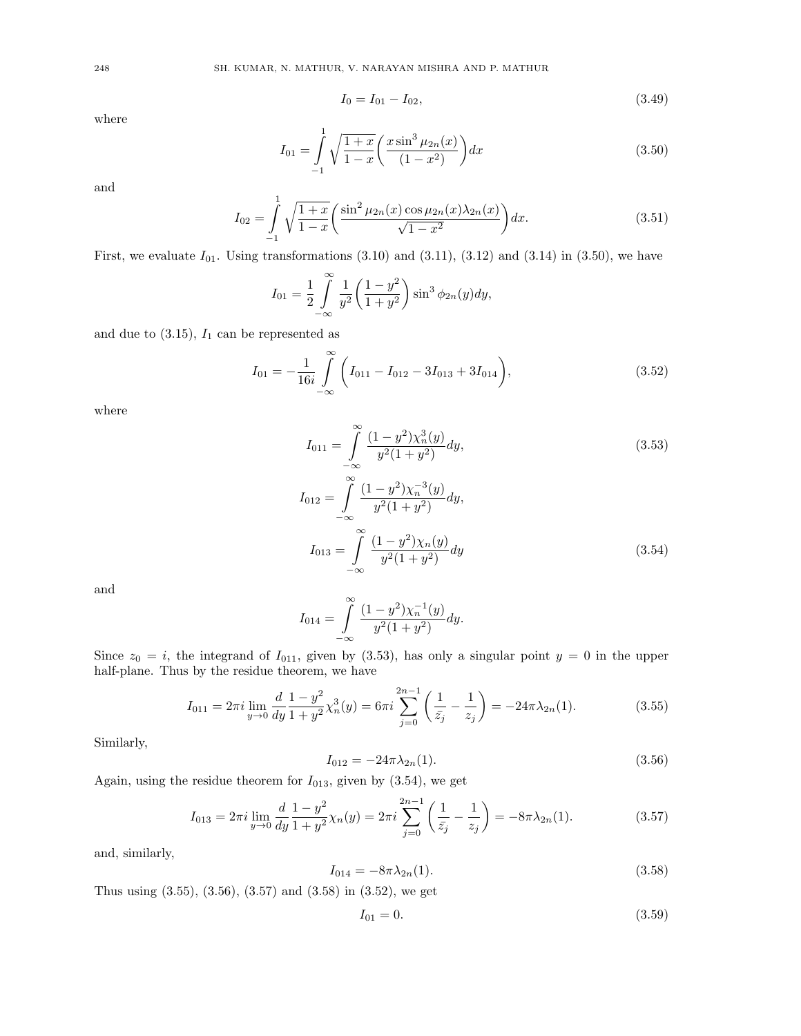$$I_0 = I_{01} - I_{02}, \tag{3.49}$$

where

$$I_{01} = \int_{-1}^{1} \sqrt{\frac{1+x}{1-x}} \left( \frac{x \sin^3 \mu_{2n}(x)}{(1-x^2)} \right) dx \tag{3.50}$$

and

$$I_{02} = \int_{-1}^{1} \sqrt{\frac{1+x}{1-x}} \left( \frac{\sin^2 \mu_{2n}(x) \cos \mu_{2n}(x) \lambda_{2n}(x)}{\sqrt{1-x^2}} \right) dx. \tag{3.51}$$

First, we evaluate $I_{01}$. Using transformations (3.10) and (3.11), (3.12) and (3.14) in (3.50), we have

$$I_{01} = \frac{1}{2} \int_{-\infty}^{\infty} \frac{1}{y^2} \left( \frac{1-y^2}{1+y^2} \right) \sin^3 \phi_{2n}(y) dy,$$

and due to (3.15), $I_1$ can be represented as

$$I_{01} = -\frac{1}{16i} \int_{-\infty}^{\infty} \left( I_{011} - I_{012} - 3I_{013} + 3I_{014} \right), \tag{3.52}$$

where

$$I_{011} = \int_{-\infty}^{\infty} \frac{(1-y^2)\chi_n^3(y)}{y^2(1+y^2)} dy, \tag{3.53}$$

$$I_{012} = \int_{-\infty}^{\infty} \frac{(1-y^2)\chi_n^{-3}(y)}{y^2(1+y^2)} dy,$$

$$I_{013} = \int_{-\infty}^{\infty} \frac{(1-y^2)\chi_n(y)}{y^2(1+y^2)} dy \tag{3.54}$$

and

$$I_{014} = \int_{-\infty}^{\infty} \frac{(1-y^2)\chi_n^{-1}(y)}{y^2(1+y^2)} dy.$$

Since $z_0 = i$, the integrand of $I_{011}$, given by (3.53), has only a singular point $y = 0$ in the upper half-plane. Thus by the residue theorem, we have

$$I_{011} = 2\pi i \lim_{y \to 0} \frac{d}{dy} \frac{1-y^2}{1+y^2} \chi_n^3(y) = 6\pi i \sum_{j=0}^{2n-1} \left( \frac{1}{\bar{z_j}} - \frac{1}{z_j} \right) = -24\pi \lambda_{2n}(1). \tag{3.55}$$

Similarly,

$$I_{012} = -24\pi \lambda_{2n}(1). \tag{3.56}$$

Again, using the residue theorem for $I_{013}$, given by (3.54), we get

$$I_{013} = 2\pi i \lim_{y \to 0} \frac{d}{dy} \frac{1-y^2}{1+y^2} \chi_n(y) = 2\pi i \sum_{j=0}^{2n-1} \left( \frac{1}{\bar{z_j}} - \frac{1}{z_j} \right) = -8\pi \lambda_{2n}(1). \tag{3.57}$$

and, similarly,

$$I_{014} = -8\pi \lambda_{2n}(1). \tag{3.58}$$

Thus using (3.55), (3.56), (3.57) and (3.58) in (3.52), we get

$$I_{01} = 0. \tag{3.59}$$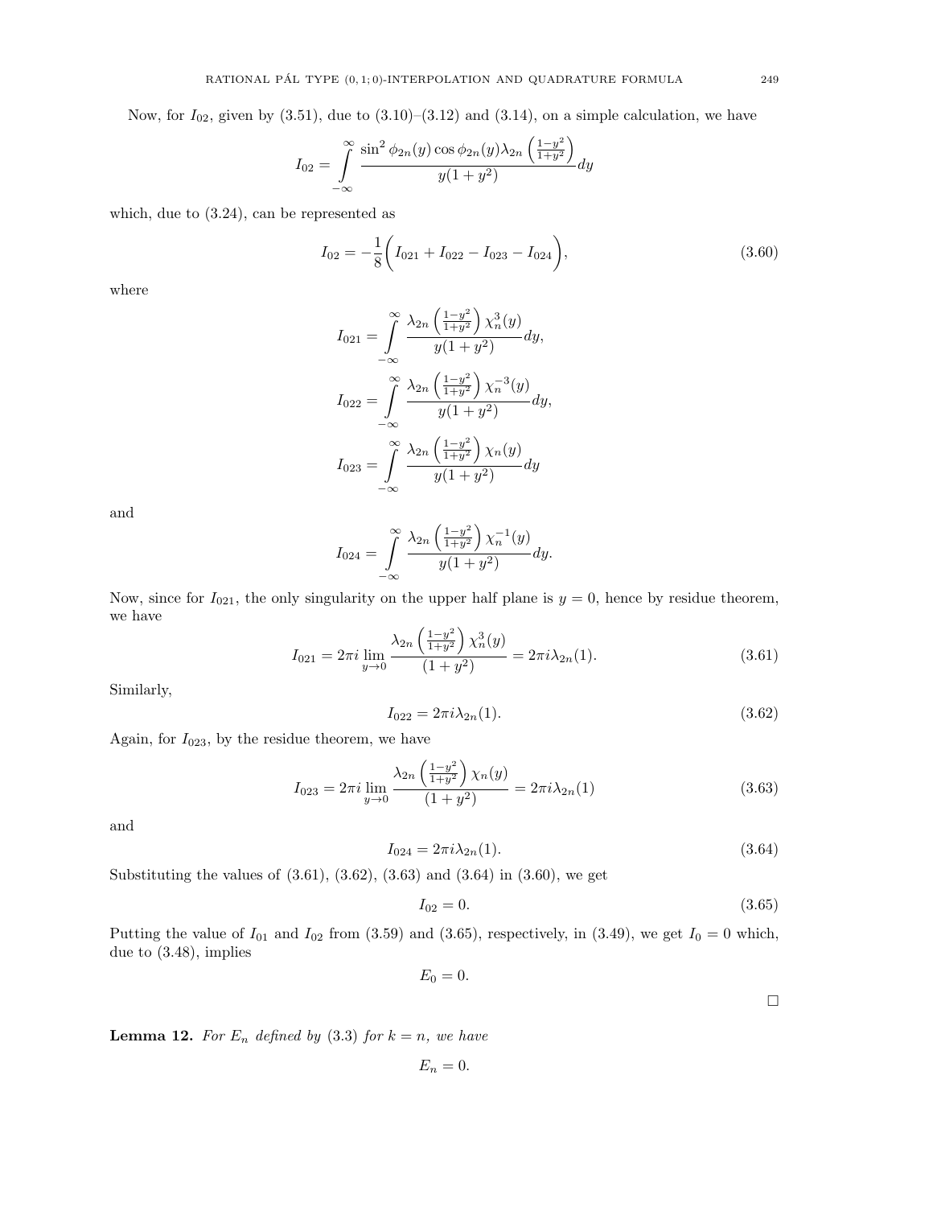Now, for $I_{02}$, given by (3.51), due to (3.10)–(3.12) and (3.14), on a simple calculation, we have

$$I_{02} = \int_{-\infty}^{\infty} \frac{\sin^2 \phi_{2n}(y) \cos \phi_{2n}(y) \lambda_{2n}\left(\frac{1-y^2}{1+y^2}\right)}{y(1+y^2)} dy$$

which, due to (3.24), can be represented as

$$I_{02} = -\frac{1}{8}\bigg( I_{021} + I_{022} - I_{023} - I_{024} \bigg), \tag{3.60}$$

where

$$I_{021} = \int_{-\infty}^{\infty} \frac{\lambda_{2n}\left(\frac{1-y^2}{1+y^2}\right)\chi_n^3(y)}{y(1+y^2)} dy,$$

$$I_{022} = \int_{-\infty}^{\infty} \frac{\lambda_{2n}\left(\frac{1-y^2}{1+y^2}\right)\chi_n^{-3}(y)}{y(1+y^2)} dy,$$

$$I_{023} = \int_{-\infty}^{\infty} \frac{\lambda_{2n}\left(\frac{1-y^2}{1+y^2}\right)\chi_n(y)}{y(1+y^2)} dy$$

and

$$I_{024} = \int_{-\infty}^{\infty} \frac{\lambda_{2n}\left(\frac{1-y^2}{1+y^2}\right)\chi_n^{-1}(y)}{y(1+y^2)} dy.$$

Now, since for $I_{021}$, the only singularity on the upper half plane is $y = 0$, hence by residue theorem, we have

$$I_{021} = 2\pi i \lim_{y \to 0} \frac{\lambda_{2n}\left(\frac{1-y^2}{1+y^2}\right)\chi_n^3(y)}{(1+y^2)} = 2\pi i \lambda_{2n}(1). \tag{3.61}$$

Similarly,

$$I_{022} = 2\pi i \lambda_{2n}(1). \tag{3.62}$$

Again, for $I_{023}$, by the residue theorem, we have

$$I_{023} = 2\pi i \lim_{y \to 0} \frac{\lambda_{2n}\left(\frac{1-y^2}{1+y^2}\right)\chi_n(y)}{(1+y^2)} = 2\pi i \lambda_{2n}(1) \tag{3.63}$$

and

$$I_{024} = 2\pi i \lambda_{2n}(1). \tag{3.64}$$

Substituting the values of (3.61), (3.62), (3.63) and (3.64) in (3.60), we get

$$I_{02} = 0. \tag{3.65}$$

Putting the value of $I_{01}$ and $I_{02}$ from (3.59) and (3.65), respectively, in (3.49), we get $I_0 = 0$ which, due to (3.48), implies

$$E_0 = 0.$$

□

**Lemma 12.** *For $E_n$ defined by (3.3) for $k = n$, we have*

$$E_n = 0.$$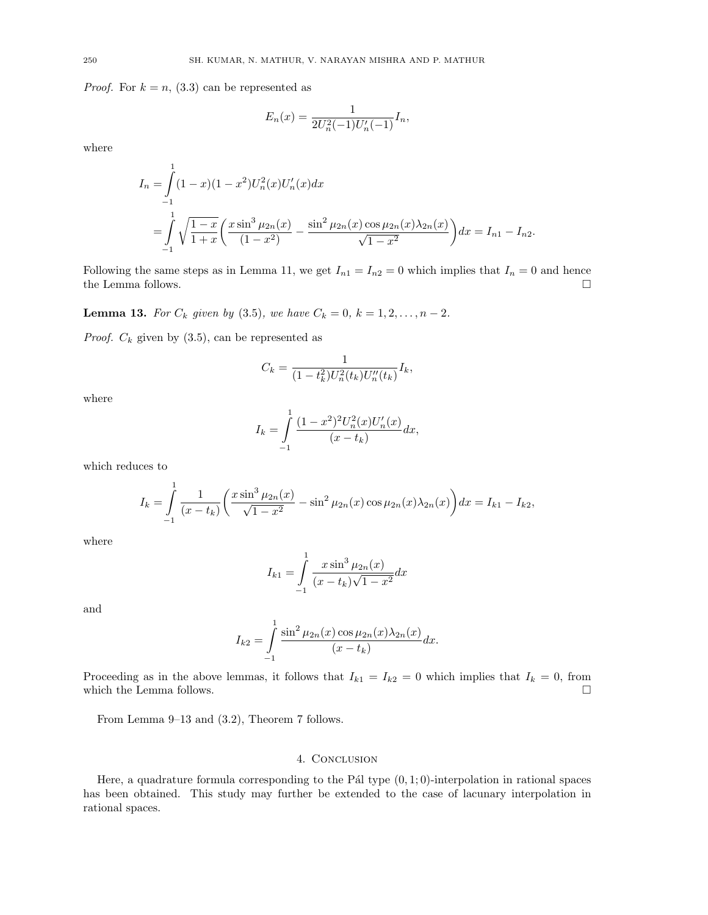*Proof.* For $k = n$, (3.3) can be represented as

$$E_n(x) = \frac{1}{2U_n^2(-1)U_n'(-1)} I_n,$$

where

$$\begin{aligned} I_n &= \int_{-1}^{1} (1-x)(1-x^2)U_n^2(x)U_n'(x)dx \\ &= \int_{-1}^{1} \sqrt{\frac{1-x}{1+x}} \left( \frac{x \sin^3 \mu_{2n}(x)}{(1-x^2)} - \frac{\sin^2 \mu_{2n}(x) \cos \mu_{2n}(x) \lambda_{2n}(x)}{\sqrt{1-x^2}} \right) dx = I_{n1} - I_{n2}. \end{aligned}$$

Following the same steps as in Lemma 11, we get $I_{n1} = I_{n2} = 0$ which implies that $I_n = 0$ and hence the Lemma follows. □

**Lemma 13.** *For $C_k$ given by* (3.5)*, we have $C_k = 0$, $k = 1, 2, \dots, n-2$.*

*Proof.* $C_k$ given by (3.5), can be represented as

$$C_k = \frac{1}{(1-t_k^2)U_n^2(t_k)U_n''(t_k)} I_k,$$

where

$$I_k = \int_{-1}^{1} \frac{(1-x^2)^2 U_n^2(x) U_n'(x)}{(x-t_k)} dx,$$

which reduces to

$$I_k = \int_{-1}^{1} \frac{1}{(x-t_k)} \left( \frac{x \sin^3 \mu_{2n}(x)}{\sqrt{1-x^2}} - \sin^2 \mu_{2n}(x) \cos \mu_{2n}(x) \lambda_{2n}(x) \right) dx = I_{k1} - I_{k2},$$

where

$$I_{k1} = \int_{-1}^{1} \frac{x \sin^3 \mu_{2n}(x)}{(x-t_k)\sqrt{1-x^2}} dx$$

and

$$I_{k2} = \int_{-1}^{1} \frac{\sin^2 \mu_{2n}(x) \cos \mu_{2n}(x) \lambda_{2n}(x)}{(x-t_k)} dx.$$

Proceeding as in the above lemmas, it follows that $I_{k1} = I_{k2} = 0$ which implies that $I_k = 0$, from which the Lemma follows. □

From Lemma 9–13 and (3.2), Theorem 7 follows.

## 4. Conclusion

Here, a quadrature formula corresponding to the Pál type $(0, 1; 0)$-interpolation in rational spaces has been obtained. This study may further be extended to the case of lacunary interpolation in rational spaces.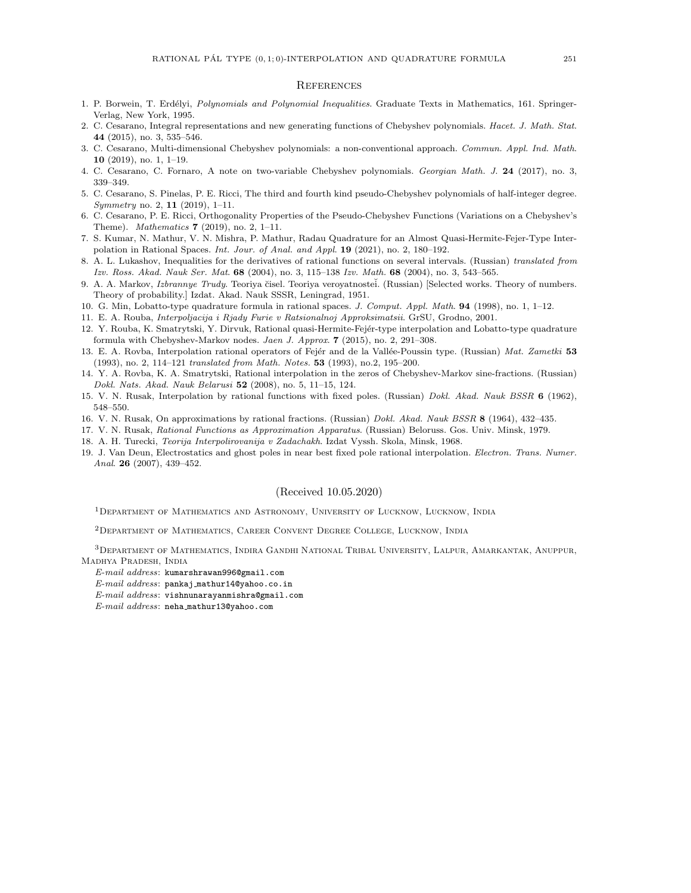## References

1. P. Borwein, T. Erdélyi, *Polynomials and Polynomial Inequalities*. Graduate Texts in Mathematics, 161. Springer-Verlag, New York, 1995.
2. C. Cesarano, Integral representations and new generating functions of Chebyshev polynomials. *Hacet. J. Math. Stat.* **44** (2015), no. 3, 535–546.
3. C. Cesarano, Multi-dimensional Chebyshev polynomials: a non-conventional approach. *Commun. Appl. Ind. Math.* **10** (2019), no. 1, 1–19.
4. C. Cesarano, C. Fornaro, A note on two-variable Chebyshev polynomials. *Georgian Math. J.* **24** (2017), no. 3, 339–349.
5. C. Cesarano, S. Pinelas, P. E. Ricci, The third and fourth kind pseudo-Chebyshev polynomials of half-integer degree. *Symmetry* no. 2, **11** (2019), 1–11.
6. C. Cesarano, P. E. Ricci, Orthogonality Properties of the Pseudo-Chebyshev Functions (Variations on a Chebyshev's Theme). *Mathematics* **7** (2019), no. 2, 1–11.
7. S. Kumar, N. Mathur, V. N. Mishra, P. Mathur, Radau Quadrature for an Almost Quasi-Hermite-Fejer-Type Interpolation in Rational Spaces. *Int. Jour. of Anal. and Appl.* **19** (2021), no. 2, 180–192.
8. A. L. Lukashov, Inequalities for the derivatives of rational functions on several intervals. (Russian) *translated from Izv. Ross. Akad. Nauk Ser. Mat.* **68** (2004), no. 3, 115–138 *Izv. Math.* **68** (2004), no. 3, 543–565.
9. A. A. Markov, *Izbrannye Trudy.* Teoriya čisel. Teoriya veroyatnosteĭ. (Russian) [Selected works. Theory of numbers. Theory of probability.] Izdat. Akad. Nauk SSSR, Leningrad, 1951.
10. G. Min, Lobatto-type quadrature formula in rational spaces. *J. Comput. Appl. Math.* **94** (1998), no. 1, 1–12.
11. E. A. Rouba, *Interpoljacija i Rjady Furie v Ratsionalnoj Approksimatsii*. GrSU, Grodno, 2001.
12. Y. Rouba, K. Smatrytski, Y. Dirvuk, Rational quasi-Hermite-Fejér-type interpolation and Lobatto-type quadrature formula with Chebyshev-Markov nodes. *Jaen J. Approx.* **7** (2015), no. 2, 291–308.
13. E. A. Rovba, Interpolation rational operators of Fejér and de la Vallée-Poussin type. (Russian) *Mat. Zametki* **53** (1993), no. 2, 114–121 *translated from Math. Notes.* **53** (1993), no.2, 195–200.
14. Y. A. Rovba, K. A. Smatrytski, Rational interpolation in the zeros of Chebyshev-Markov sine-fractions. (Russian) *Dokl. Nats. Akad. Nauk Belarusi* **52** (2008), no. 5, 11–15, 124.
15. V. N. Rusak, Interpolation by rational functions with fixed poles. (Russian) *Dokl. Akad. Nauk BSSR* **6** (1962), 548–550.
16. V. N. Rusak, On approximations by rational fractions. (Russian) *Dokl. Akad. Nauk BSSR* **8** (1964), 432–435.
17. V. N. Rusak, *Rational Functions as Approximation Apparatus*. (Russian) Beloruss. Gos. Univ. Minsk, 1979.
18. A. H. Turecki, *Teorija Interpolirovanija v Zadachakh*. Izdat Vyssh. Skola, Minsk, 1968.
19. J. Van Deun, Electrostatics and ghost poles in near best fixed pole rational interpolation. *Electron. Trans. Numer. Anal.* **26** (2007), 439–452.

(Received 10.05.2020)

[1]Department of Mathematics and Astronomy, University of Lucknow, Lucknow, India

[2]Department of Mathematics, Career Convent Degree College, Lucknow, India

[3]Department of Mathematics, Indira Gandhi National Tribal University, Lalpur, Amarkantak, Anuppur, Madhya Pradesh, India

*E-mail address*: kumarshrawan996@gmail.com

*E-mail address*: pankaj_mathur14@yahoo.co.in

*E-mail address*: vishnunarayanmishra@gmail.com

*E-mail address*: neha_mathur13@yahoo.com